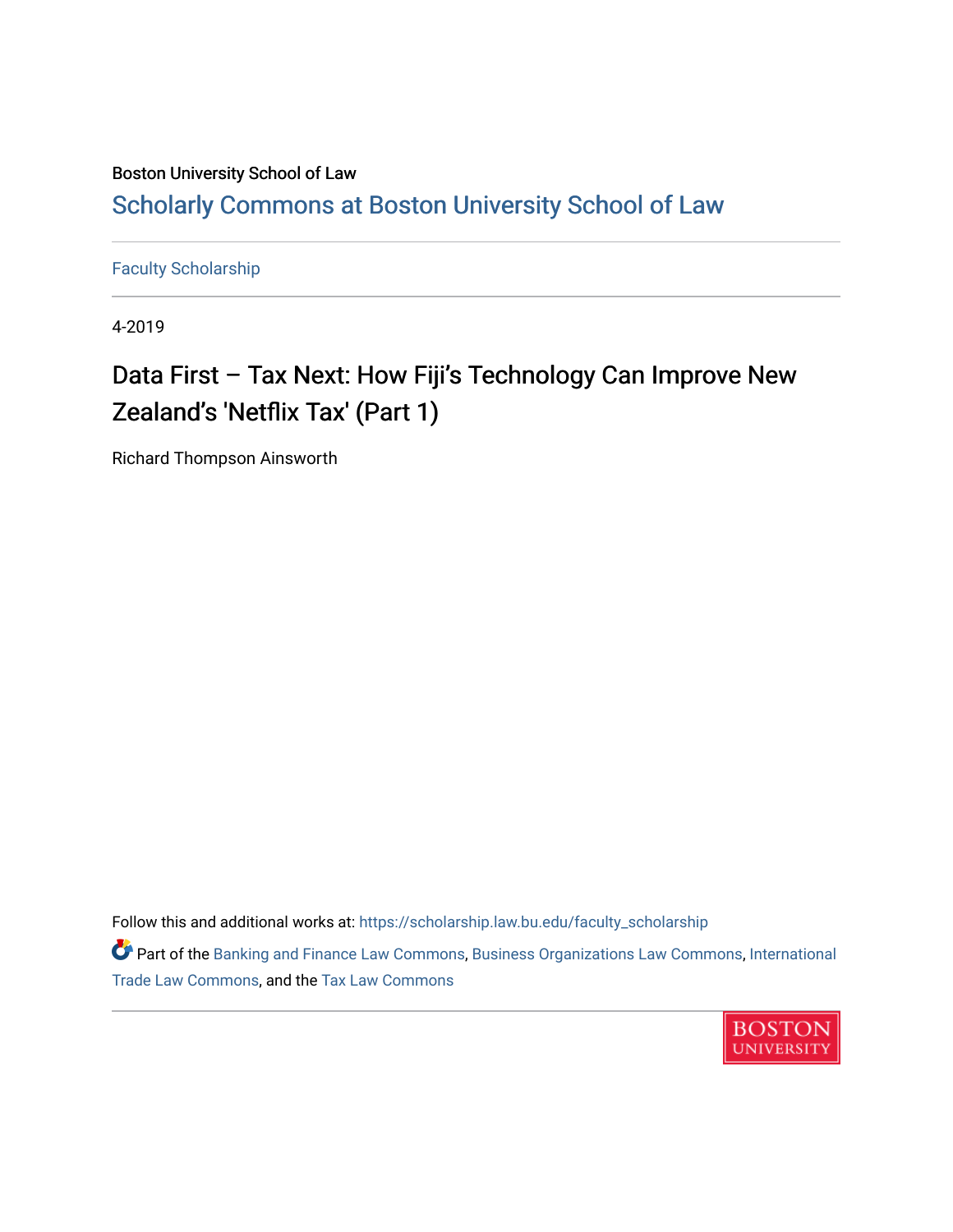Boston University School of Law

# Scholarly Commons at Boston University School of Law

Faculty Scholarship

4-2019

## Data First – Tax Next: How Fiji's Technology Can Improve New Zealand's 'Netflix Tax' (Part 1)

Richard Thompson Ainsworth

Follow this and additional works at: https://scholarship.law.bu.edu/faculty_scholarship

Part of the Banking and Finance Law Commons, Business Organizations Law Commons, International Trade Law Commons, and the Tax Law Commons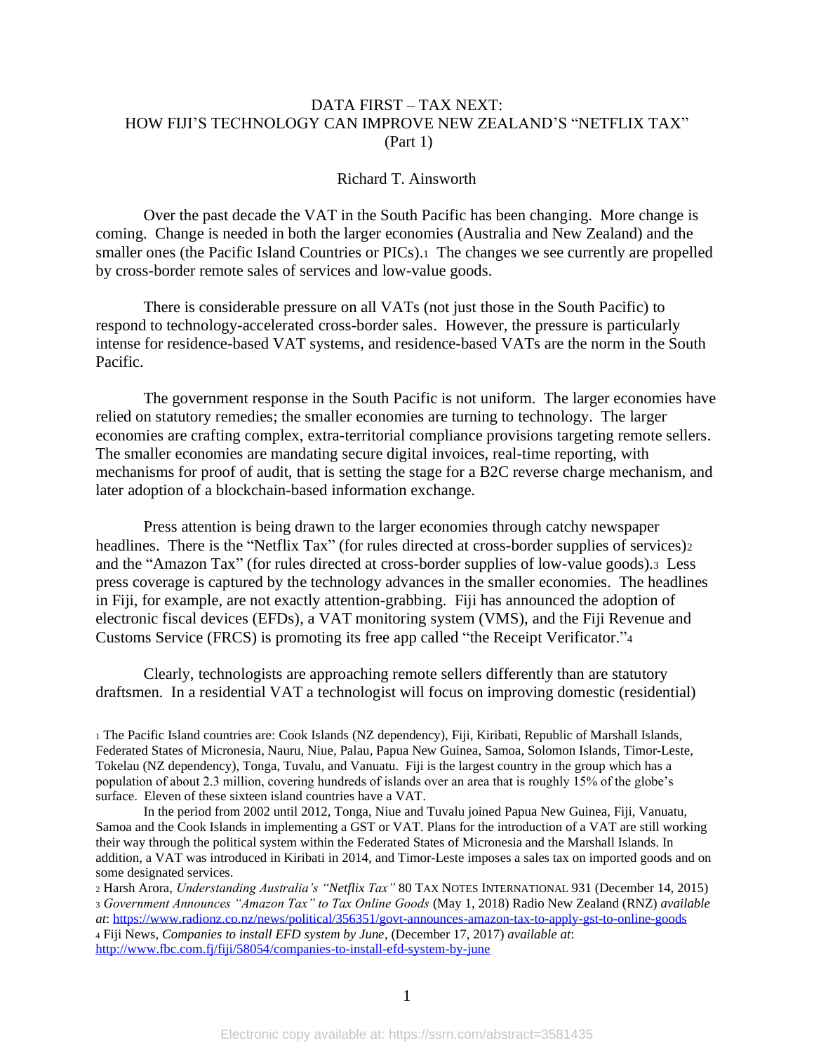# DATA FIRST – TAX NEXT:
# HOW FIJI'S TECHNOLOGY CAN IMPROVE NEW ZEALAND'S "NETFLIX TAX"
# (Part 1)

Richard T. Ainsworth

Over the past decade the VAT in the South Pacific has been changing. More change is coming. Change is needed in both the larger economies (Australia and New Zealand) and the smaller ones (the Pacific Island Countries or PICs).[1] The changes we see currently are propelled by cross-border remote sales of services and low-value goods.

There is considerable pressure on all VATs (not just those in the South Pacific) to respond to technology-accelerated cross-border sales. However, the pressure is particularly intense for residence-based VAT systems, and residence-based VATs are the norm in the South Pacific.

The government response in the South Pacific is not uniform. The larger economies have relied on statutory remedies; the smaller economies are turning to technology. The larger economies are crafting complex, extra-territorial compliance provisions targeting remote sellers. The smaller economies are mandating secure digital invoices, real-time reporting, with mechanisms for proof of audit, that is setting the stage for a B2C reverse charge mechanism, and later adoption of a blockchain-based information exchange.

Press attention is being drawn to the larger economies through catchy newspaper headlines. There is the "Netflix Tax" (for rules directed at cross-border supplies of services)[2] and the "Amazon Tax" (for rules directed at cross-border supplies of low-value goods).[3] Less press coverage is captured by the technology advances in the smaller economies. The headlines in Fiji, for example, are not exactly attention-grabbing. Fiji has announced the adoption of electronic fiscal devices (EFDs), a VAT monitoring system (VMS), and the Fiji Revenue and Customs Service (FRCS) is promoting its free app called "the Receipt Verificator."[4]

Clearly, technologists are approaching remote sellers differently than are statutory draftsmen. In a residential VAT a technologist will focus on improving domestic (residential)

---

[1] The Pacific Island countries are: Cook Islands (NZ dependency), Fiji, Kiribati, Republic of Marshall Islands, Federated States of Micronesia, Nauru, Niue, Palau, Papua New Guinea, Samoa, Solomon Islands, Timor-Leste, Tokelau (NZ dependency), Tonga, Tuvalu, and Vanuatu. Fiji is the largest country in the group which has a population of about 2.3 million, covering hundreds of islands over an area that is roughly 15% of the globe's surface. Eleven of these sixteen island countries have a VAT.

In the period from 2002 until 2012, Tonga, Niue and Tuvalu joined Papua New Guinea, Fiji, Vanuatu, Samoa and the Cook Islands in implementing a GST or VAT. Plans for the introduction of a VAT are still working their way through the political system within the Federated States of Micronesia and the Marshall Islands. In addition, a VAT was introduced in Kiribati in 2014, and Timor-Leste imposes a sales tax on imported goods and on some designated services.

[2] Harsh Arora, *Understanding Australia's "Netflix Tax"* 80 TAX NOTES INTERNATIONAL 931 (December 14, 2015)

[3] *Government Announces "Amazon Tax" to Tax Online Goods* (May 1, 2018) Radio New Zealand (RNZ) *available at*: https://www.radionz.co.nz/news/political/356351/govt-announces-amazon-tax-to-apply-gst-to-online-goods

[4] Fiji News, *Companies to install EFD system by June*, (December 17, 2017) *available at*: http://www.fbc.com.fj/fiji/58054/companies-to-install-efd-system-by-june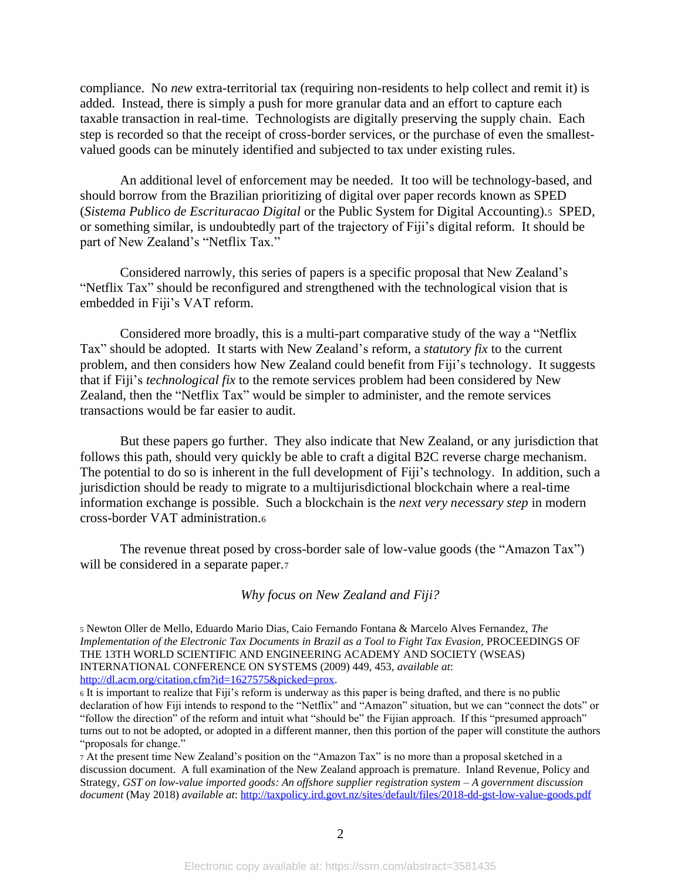compliance. No *new* extra-territorial tax (requiring non-residents to help collect and remit it) is added. Instead, there is simply a push for more granular data and an effort to capture each taxable transaction in real-time. Technologists are digitally preserving the supply chain. Each step is recorded so that the receipt of cross-border services, or the purchase of even the smallest-valued goods can be minutely identified and subjected to tax under existing rules.

An additional level of enforcement may be needed. It too will be technology-based, and should borrow from the Brazilian prioritizing of digital over paper records known as SPED (*Sistema Publico de Escrituracao Digital* or the Public System for Digital Accounting).[5] SPED, or something similar, is undoubtedly part of the trajectory of Fiji's digital reform. It should be part of New Zealand's "Netflix Tax."

Considered narrowly, this series of papers is a specific proposal that New Zealand's "Netflix Tax" should be reconfigured and strengthened with the technological vision that is embedded in Fiji's VAT reform.

Considered more broadly, this is a multi-part comparative study of the way a "Netflix Tax" should be adopted. It starts with New Zealand's reform, a *statutory fix* to the current problem, and then considers how New Zealand could benefit from Fiji's technology. It suggests that if Fiji's *technological fix* to the remote services problem had been considered by New Zealand, then the "Netflix Tax" would be simpler to administer, and the remote services transactions would be far easier to audit.

But these papers go further. They also indicate that New Zealand, or any jurisdiction that follows this path, should very quickly be able to craft a digital B2C reverse charge mechanism. The potential to do so is inherent in the full development of Fiji's technology. In addition, such a jurisdiction should be ready to migrate to a multijurisdictional blockchain where a real-time information exchange is possible. Such a blockchain is the *next very necessary step* in modern cross-border VAT administration.[6]

The revenue threat posed by cross-border sale of low-value goods (the "Amazon Tax") will be considered in a separate paper.[7]

*Why focus on New Zealand and Fiji?*

---

[5] Newton Oller de Mello, Eduardo Mario Dias, Caio Fernando Fontana & Marcelo Alves Fernandez, *The Implementation of the Electronic Tax Documents in Brazil as a Tool to Fight Tax Evasion,* PROCEEDINGS OF THE 13TH WORLD SCIENTIFIC AND ENGINEERING ACADEMY AND SOCIETY (WSEAS) INTERNATIONAL CONFERENCE ON SYSTEMS (2009) 449, 453, *available at*: http://dl.acm.org/citation.cfm?id=1627575&picked=prox.

[6] It is important to realize that Fiji's reform is underway as this paper is being drafted, and there is no public declaration of how Fiji intends to respond to the "Netflix" and "Amazon" situation, but we can "connect the dots" or "follow the direction" of the reform and intuit what "should be" the Fijian approach. If this "presumed approach" turns out to not be adopted, or adopted in a different manner, then this portion of the paper will constitute the authors "proposals for change."

[7] At the present time New Zealand's position on the "Amazon Tax" is no more than a proposal sketched in a discussion document. A full examination of the New Zealand approach is premature. Inland Revenue, Policy and Strategy, *GST on low-value imported goods: An offshore supplier registration system – A government discussion document* (May 2018) *available at*: http://taxpolicy.ird.govt.nz/sites/default/files/2018-dd-gst-low-value-goods.pdf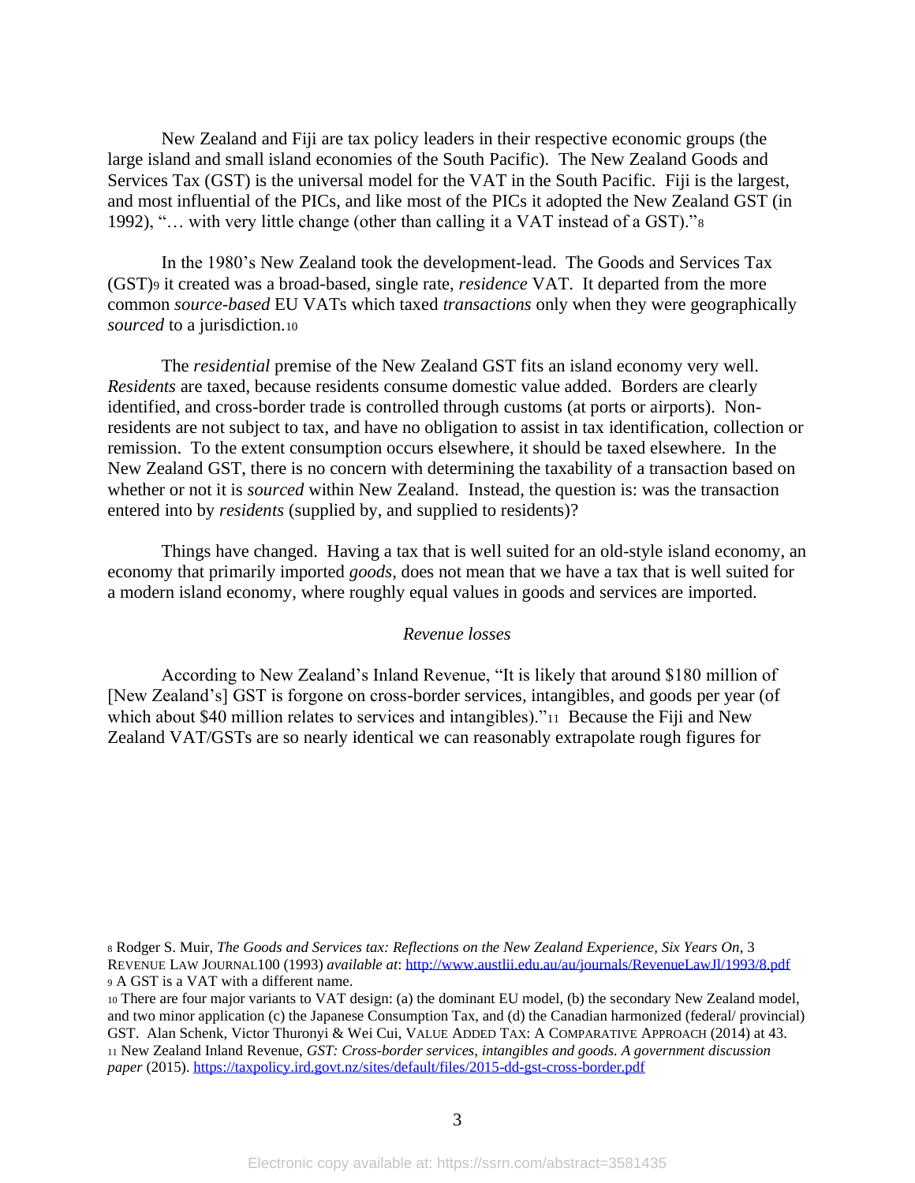New Zealand and Fiji are tax policy leaders in their respective economic groups (the large island and small island economies of the South Pacific). The New Zealand Goods and Services Tax (GST) is the universal model for the VAT in the South Pacific. Fiji is the largest, and most influential of the PICs, and like most of the PICs it adopted the New Zealand GST (in 1992), "… with very little change (other than calling it a VAT instead of a GST)."[8]

In the 1980's New Zealand took the development-lead. The Goods and Services Tax (GST)[9] it created was a broad-based, single rate, *residence* VAT. It departed from the more common *source-based* EU VATs which taxed *transactions* only when they were geographically *sourced* to a jurisdiction.[10]

The *residential* premise of the New Zealand GST fits an island economy very well. *Residents* are taxed, because residents consume domestic value added. Borders are clearly identified, and cross-border trade is controlled through customs (at ports or airports). Non-residents are not subject to tax, and have no obligation to assist in tax identification, collection or remission. To the extent consumption occurs elsewhere, it should be taxed elsewhere. In the New Zealand GST, there is no concern with determining the taxability of a transaction based on whether or not it is *sourced* within New Zealand. Instead, the question is: was the transaction entered into by *residents* (supplied by, and supplied to residents)?

Things have changed. Having a tax that is well suited for an old-style island economy, an economy that primarily imported *goods,* does not mean that we have a tax that is well suited for a modern island economy, where roughly equal values in goods and services are imported.

### *Revenue losses*

According to New Zealand's Inland Revenue, "It is likely that around $180 million of [New Zealand's] GST is forgone on cross-border services, intangibles, and goods per year (of which about $40 million relates to services and intangibles)."[11] Because the Fiji and New Zealand VAT/GSTs are so nearly identical we can reasonably extrapolate rough figures for

---

[8] Rodger S. Muir, *The Goods and Services tax: Reflections on the New Zealand Experience, Six Years On*, 3 REVENUE LAW JOURNAL100 (1993) *available at*: http://www.austlii.edu.au/au/journals/RevenueLawJl/1993/8.pdf

[9] A GST is a VAT with a different name.

[10] There are four major variants to VAT design: (a) the dominant EU model, (b) the secondary New Zealand model, and two minor application (c) the Japanese Consumption Tax, and (d) the Canadian harmonized (federal/ provincial) GST. Alan Schenk, Victor Thuronyi & Wei Cui, VALUE ADDED TAX: A COMPARATIVE APPROACH (2014) at 43.

[11] New Zealand Inland Revenue, *GST: Cross-border services, intangibles and goods. A government discussion paper* (2015). https://taxpolicy.ird.govt.nz/sites/default/files/2015-dd-gst-cross-border.pdf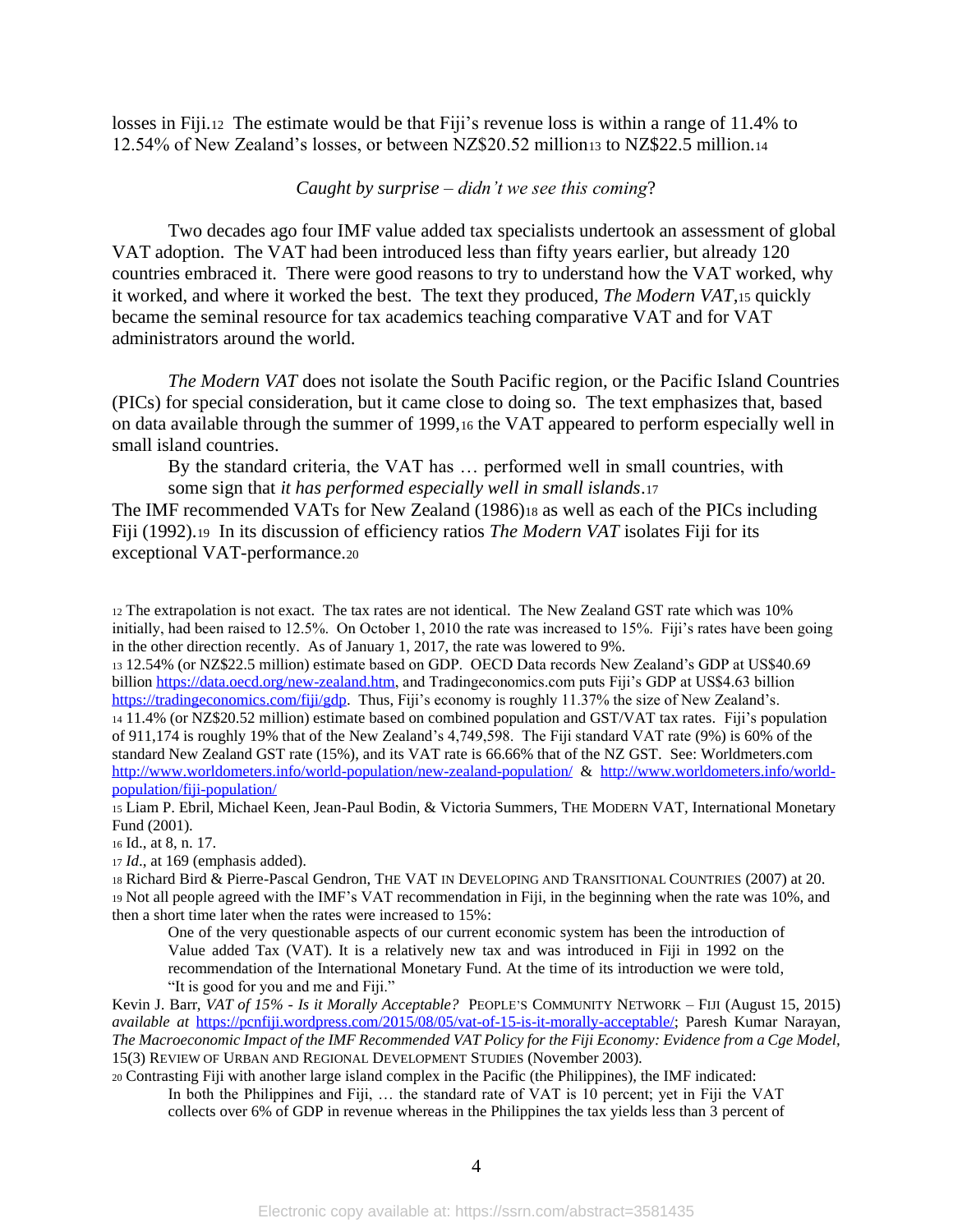losses in Fiji.[12] The estimate would be that Fiji's revenue loss is within a range of 11.4% to 12.54% of New Zealand's losses, or between NZ$20.52 million[13] to NZ$22.5 million.[14]

*Caught by surprise – didn't we see this coming*?

Two decades ago four IMF value added tax specialists undertook an assessment of global VAT adoption. The VAT had been introduced less than fifty years earlier, but already 120 countries embraced it. There were good reasons to try to understand how the VAT worked, why it worked, and where it worked the best. The text they produced, *The Modern VAT*,[15] quickly became the seminal resource for tax academics teaching comparative VAT and for VAT administrators around the world.

*The Modern VAT* does not isolate the South Pacific region, or the Pacific Island Countries (PICs) for special consideration, but it came close to doing so. The text emphasizes that, based on data available through the summer of 1999,[16] the VAT appeared to perform especially well in small island countries.

> By the standard criteria, the VAT has … performed well in small countries, with some sign that *it has performed especially well in small islands*.[17]

The IMF recommended VATs for New Zealand (1986)[18] as well as each of the PICs including Fiji (1992).[19] In its discussion of efficiency ratios *The Modern VAT* isolates Fiji for its exceptional VAT-performance.[20]

---

[12] The extrapolation is not exact. The tax rates are not identical. The New Zealand GST rate which was 10% initially, had been raised to 12.5%. On October 1, 2010 the rate was increased to 15%. Fiji's rates have been going in the other direction recently. As of January 1, 2017, the rate was lowered to 9%.

[13] 12.54% (or NZ$22.5 million) estimate based on GDP. OECD Data records New Zealand's GDP at US$40.69 billion https://data.oecd.org/new-zealand.htm, and Tradingeconomics.com puts Fiji's GDP at US$4.63 billion https://tradingeconomics.com/fiji/gdp. Thus, Fiji's economy is roughly 11.37% the size of New Zealand's.

[14] 11.4% (or NZ$20.52 million) estimate based on combined population and GST/VAT tax rates. Fiji's population of 911,174 is roughly 19% that of the New Zealand's 4,749,598. The Fiji standard VAT rate (9%) is 60% of the standard New Zealand GST rate (15%), and its VAT rate is 66.66% that of the NZ GST. See: Worldmeters.com http://www.worldometers.info/world-population/new-zealand-population/ & http://www.worldometers.info/world-population/fiji-population/

[15] Liam P. Ebril, Michael Keen, Jean-Paul Bodin, & Victoria Summers, THE MODERN VAT, International Monetary Fund (2001).

[16] Id., at 8, n. 17.

[17] *Id*., at 169 (emphasis added).

[18] Richard Bird & Pierre-Pascal Gendron, THE VAT IN DEVELOPING AND TRANSITIONAL COUNTRIES (2007) at 20.

[19] Not all people agreed with the IMF's VAT recommendation in Fiji, in the beginning when the rate was 10%, and then a short time later when the rates were increased to 15%:

> One of the very questionable aspects of our current economic system has been the introduction of Value added Tax (VAT). It is a relatively new tax and was introduced in Fiji in 1992 on the recommendation of the International Monetary Fund. At the time of its introduction we were told, "It is good for you and me and Fiji."

Kevin J. Barr, *VAT of 15% - Is it Morally Acceptable?* PEOPLE'S COMMUNITY NETWORK – FIJI (August 15, 2015) *available at* https://pcnfiji.wordpress.com/2015/08/05/vat-of-15-is-it-morally-acceptable/; Paresh Kumar Narayan, *The Macroeconomic Impact of the IMF Recommended VAT Policy for the Fiji Economy: Evidence from a Cge Model*, 15(3) REVIEW OF URBAN AND REGIONAL DEVELOPMENT STUDIES (November 2003).

[20] Contrasting Fiji with another large island complex in the Pacific (the Philippines), the IMF indicated:

> In both the Philippines and Fiji, … the standard rate of VAT is 10 percent; yet in Fiji the VAT collects over 6% of GDP in revenue whereas in the Philippines the tax yields less than 3 percent of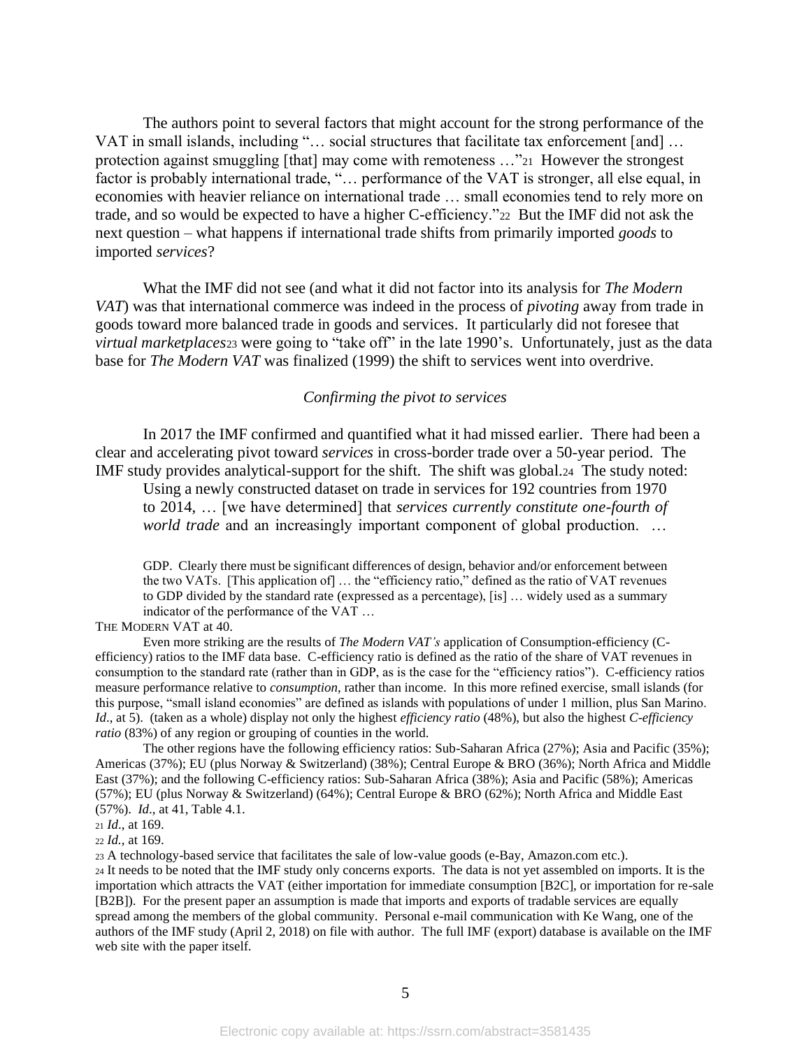The authors point to several factors that might account for the strong performance of the VAT in small islands, including "… social structures that facilitate tax enforcement [and] … protection against smuggling [that] may come with remoteness …"[21] However the strongest factor is probably international trade, "… performance of the VAT is stronger, all else equal, in economies with heavier reliance on international trade … small economies tend to rely more on trade, and so would be expected to have a higher C-efficiency."[22] But the IMF did not ask the next question – what happens if international trade shifts from primarily imported *goods* to imported *services*?

What the IMF did not see (and what it did not factor into its analysis for *The Modern VAT*) was that international commerce was indeed in the process of *pivoting* away from trade in goods toward more balanced trade in goods and services. It particularly did not foresee that *virtual marketplaces*[23] were going to "take off" in the late 1990's. Unfortunately, just as the data base for *The Modern VAT* was finalized (1999) the shift to services went into overdrive.

*Confirming the pivot to services*

In 2017 the IMF confirmed and quantified what it had missed earlier. There had been a clear and accelerating pivot toward *services* in cross-border trade over a 50-year period. The IMF study provides analytical-support for the shift. The shift was global.[24] The study noted:

> Using a newly constructed dataset on trade in services for 192 countries from 1970 to 2014, … [we have determined] that *services currently constitute one-fourth of world trade* and an increasingly important component of global production. …

---

> GDP. Clearly there must be significant differences of design, behavior and/or enforcement between the two VATs. [This application of] … the "efficiency ratio," defined as the ratio of VAT revenues to GDP divided by the standard rate (expressed as a percentage), [is] … widely used as a summary indicator of the performance of the VAT …

THE MODERN VAT at 40.

Even more striking are the results of *The Modern VAT's* application of Consumption-efficiency (C-efficiency) ratios to the IMF data base. C-efficiency ratio is defined as the ratio of the share of VAT revenues in consumption to the standard rate (rather than in GDP, as is the case for the "efficiency ratios"). C-efficiency ratios measure performance relative to *consumption*, rather than income. In this more refined exercise, small islands (for this purpose, "small island economies" are defined as islands with populations of under 1 million, plus San Marino. *Id*., at 5). (taken as a whole) display not only the highest *efficiency ratio* (48%), but also the highest *C-efficiency ratio* (83%) of any region or grouping of counties in the world.

The other regions have the following efficiency ratios: Sub-Saharan Africa (27%); Asia and Pacific (35%); Americas (37%); EU (plus Norway & Switzerland) (38%); Central Europe & BRO (36%); North Africa and Middle East (37%); and the following C-efficiency ratios: Sub-Saharan Africa (38%); Asia and Pacific (58%); Americas (57%); EU (plus Norway & Switzerland) (64%); Central Europe & BRO (62%); North Africa and Middle East (57%). *Id*., at 41, Table 4.1.

[21] *Id*., at 169.

[22] *Id.*, at 169.

[23] A technology-based service that facilitates the sale of low-value goods (e-Bay, Amazon.com etc.).

[24] It needs to be noted that the IMF study only concerns exports. The data is not yet assembled on imports. It is the importation which attracts the VAT (either importation for immediate consumption [B2C], or importation for re-sale [B2B]). For the present paper an assumption is made that imports and exports of tradable services are equally spread among the members of the global community. Personal e-mail communication with Ke Wang, one of the authors of the IMF study (April 2, 2018) on file with author. The full IMF (export) database is available on the IMF web site with the paper itself.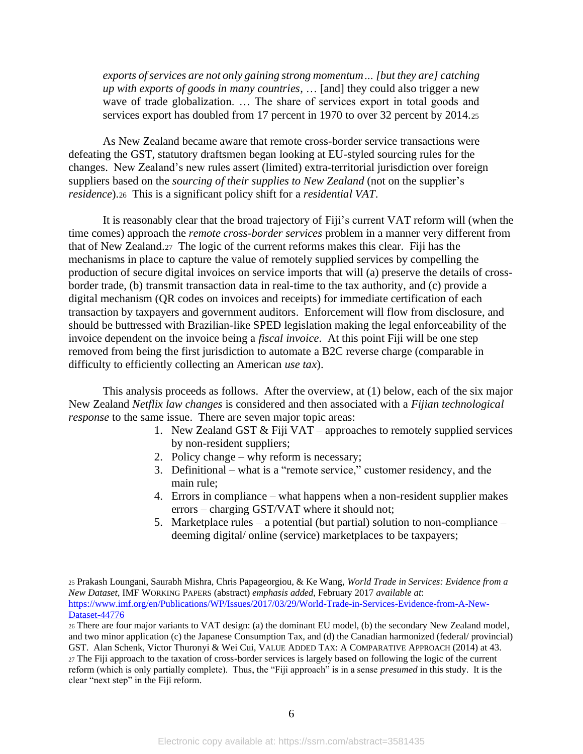> *exports of services are not only gaining strong momentum… [but they are] catching up with exports of goods in many countries*, … [and] they could also trigger a new wave of trade globalization. … The share of services export in total goods and services export has doubled from 17 percent in 1970 to over 32 percent by 2014.[25]

As New Zealand became aware that remote cross-border service transactions were defeating the GST, statutory draftsmen began looking at EU-styled sourcing rules for the changes. New Zealand's new rules assert (limited) extra-territorial jurisdiction over foreign suppliers based on the *sourcing of their supplies to New Zealand* (not on the supplier's *residence*).[26] This is a significant policy shift for a *residential VAT*.

It is reasonably clear that the broad trajectory of Fiji's current VAT reform will (when the time comes) approach the *remote cross-border services* problem in a manner very different from that of New Zealand.[27] The logic of the current reforms makes this clear. Fiji has the mechanisms in place to capture the value of remotely supplied services by compelling the production of secure digital invoices on service imports that will (a) preserve the details of cross-border trade, (b) transmit transaction data in real-time to the tax authority, and (c) provide a digital mechanism (QR codes on invoices and receipts) for immediate certification of each transaction by taxpayers and government auditors. Enforcement will flow from disclosure, and should be buttressed with Brazilian-like SPED legislation making the legal enforceability of the invoice dependent on the invoice being a *fiscal invoice*. At this point Fiji will be one step removed from being the first jurisdiction to automate a B2C reverse charge (comparable in difficulty to efficiently collecting an American *use tax*).

This analysis proceeds as follows. After the overview, at (1) below, each of the six major New Zealand *Netflix law changes* is considered and then associated with a *Fijian technological response* to the same issue. There are seven major topic areas:

1. New Zealand GST & Fiji VAT – approaches to remotely supplied services by non-resident suppliers;
2. Policy change – why reform is necessary;
3. Definitional – what is a "remote service," customer residency, and the main rule;
4. Errors in compliance – what happens when a non-resident supplier makes errors – charging GST/VAT where it should not;
5. Marketplace rules – a potential (but partial) solution to non-compliance – deeming digital/ online (service) marketplaces to be taxpayers;

[25] Prakash Loungani, Saurabh Mishra, Chris Papageorgiou, & Ke Wang, *World Trade in Services: Evidence from a New Dataset*, IMF WORKING PAPERS (abstract) *emphasis added*, February 2017 *available at*: https://www.imf.org/en/Publications/WP/Issues/2017/03/29/World-Trade-in-Services-Evidence-from-A-New-Dataset-44776

[26] There are four major variants to VAT design: (a) the dominant EU model, (b) the secondary New Zealand model, and two minor application (c) the Japanese Consumption Tax, and (d) the Canadian harmonized (federal/ provincial) GST. Alan Schenk, Victor Thuronyi & Wei Cui, VALUE ADDED TAX: A COMPARATIVE APPROACH (2014) at 43.

[27] The Fiji approach to the taxation of cross-border services is largely based on following the logic of the current reform (which is only partially complete). Thus, the "Fiji approach" is in a sense *presumed* in this study. It is the clear "next step" in the Fiji reform.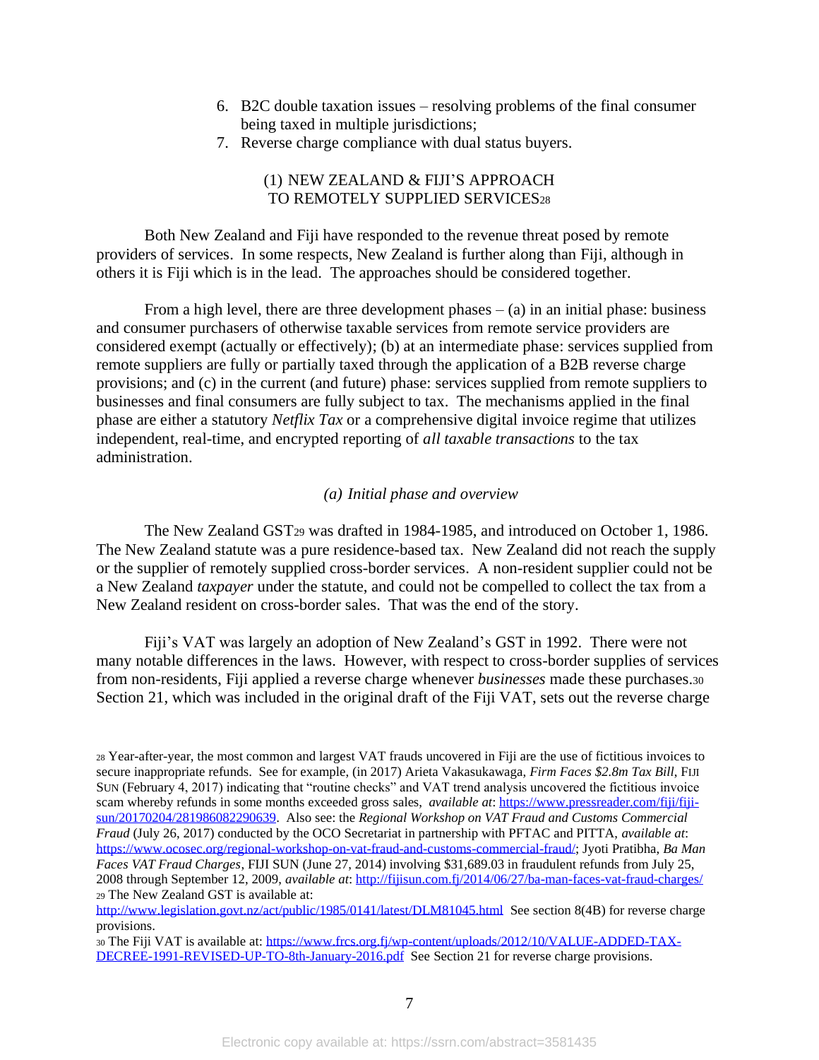6. B2C double taxation issues – resolving problems of the final consumer being taxed in multiple jurisdictions;
7. Reverse charge compliance with dual status buyers.

## (1) NEW ZEALAND & FIJI'S APPROACH TO REMOTELY SUPPLIED SERVICES[28]

Both New Zealand and Fiji have responded to the revenue threat posed by remote providers of services. In some respects, New Zealand is further along than Fiji, although in others it is Fiji which is in the lead. The approaches should be considered together.

From a high level, there are three development phases – (a) in an initial phase: business and consumer purchasers of otherwise taxable services from remote service providers are considered exempt (actually or effectively); (b) at an intermediate phase: services supplied from remote suppliers are fully or partially taxed through the application of a B2B reverse charge provisions; and (c) in the current (and future) phase: services supplied from remote suppliers to businesses and final consumers are fully subject to tax. The mechanisms applied in the final phase are either a statutory *Netflix Tax* or a comprehensive digital invoice regime that utilizes independent, real-time, and encrypted reporting of *all taxable transactions* to the tax administration.

### *(a) Initial phase and overview*

The New Zealand GST[29] was drafted in 1984-1985, and introduced on October 1, 1986. The New Zealand statute was a pure residence-based tax. New Zealand did not reach the supply or the supplier of remotely supplied cross-border services. A non-resident supplier could not be a New Zealand *taxpayer* under the statute, and could not be compelled to collect the tax from a New Zealand resident on cross-border sales. That was the end of the story.

Fiji's VAT was largely an adoption of New Zealand's GST in 1992. There were not many notable differences in the laws. However, with respect to cross-border supplies of services from non-residents, Fiji applied a reverse charge whenever *businesses* made these purchases.[30] Section 21, which was included in the original draft of the Fiji VAT, sets out the reverse charge

---

[28] Year-after-year, the most common and largest VAT frauds uncovered in Fiji are the use of fictitious invoices to secure inappropriate refunds. See for example, (in 2017) Arieta Vakasukawaga, *Firm Faces $2.8m Tax Bill*, FIJI SUN (February 4, 2017) indicating that "routine checks" and VAT trend analysis uncovered the fictitious invoice scam whereby refunds in some months exceeded gross sales, *available at*: https://www.pressreader.com/fiji/fiji-sun/20170204/281986082290639. Also see: the *Regional Workshop on VAT Fraud and Customs Commercial Fraud* (July 26, 2017) conducted by the OCO Secretariat in partnership with PFTAC and PITTA, *available at*: https://www.ocosec.org/regional-workshop-on-vat-fraud-and-customs-commercial-fraud/; Jyoti Pratibha, *Ba Man Faces VAT Fraud Charges*, FIJI SUN (June 27, 2014) involving $31,689.03 in fraudulent refunds from July 25, 2008 through September 12, 2009, *available at*: http://fijisun.com.fj/2014/06/27/ba-man-faces-vat-fraud-charges/

[29] The New Zealand GST is available at: http://www.legislation.govt.nz/act/public/1985/0141/latest/DLM81045.html See section 8(4B) for reverse charge provisions.

[30] The Fiji VAT is available at: https://www.frcs.org.fj/wp-content/uploads/2012/10/VALUE-ADDED-TAX-DECREE-1991-REVISED-UP-TO-8th-January-2016.pdf See Section 21 for reverse charge provisions.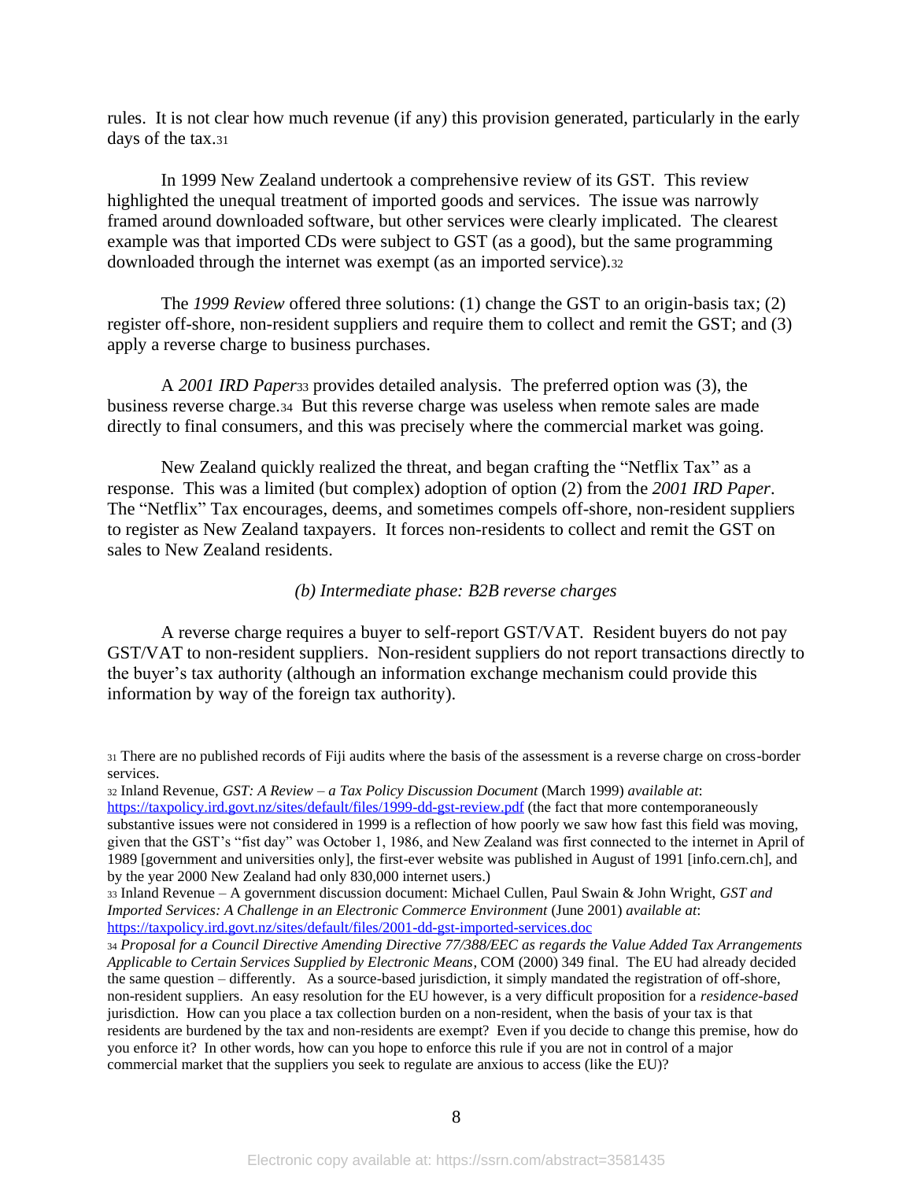rules. It is not clear how much revenue (if any) this provision generated, particularly in the early days of the tax.[31]

In 1999 New Zealand undertook a comprehensive review of its GST. This review highlighted the unequal treatment of imported goods and services. The issue was narrowly framed around downloaded software, but other services were clearly implicated. The clearest example was that imported CDs were subject to GST (as a good), but the same programming downloaded through the internet was exempt (as an imported service).[32]

The *1999 Review* offered three solutions: (1) change the GST to an origin-basis tax; (2) register off-shore, non-resident suppliers and require them to collect and remit the GST; and (3) apply a reverse charge to business purchases.

A *2001 IRD Paper*[33] provides detailed analysis. The preferred option was (3), the business reverse charge.[34] But this reverse charge was useless when remote sales are made directly to final consumers, and this was precisely where the commercial market was going.

New Zealand quickly realized the threat, and began crafting the "Netflix Tax" as a response. This was a limited (but complex) adoption of option (2) from the *2001 IRD Paper*. The "Netflix" Tax encourages, deems, and sometimes compels off-shore, non-resident suppliers to register as New Zealand taxpayers. It forces non-residents to collect and remit the GST on sales to New Zealand residents.

*(b) Intermediate phase: B2B reverse charges*

A reverse charge requires a buyer to self-report GST/VAT. Resident buyers do not pay GST/VAT to non-resident suppliers. Non-resident suppliers do not report transactions directly to the buyer's tax authority (although an information exchange mechanism could provide this information by way of the foreign tax authority).

---

[31] There are no published records of Fiji audits where the basis of the assessment is a reverse charge on cross-border services.

[32] Inland Revenue, *GST: A Review – a Tax Policy Discussion Document* (March 1999) *available at*: https://taxpolicy.ird.govt.nz/sites/default/files/1999-dd-gst-review.pdf (the fact that more contemporaneously substantive issues were not considered in 1999 is a reflection of how poorly we saw how fast this field was moving, given that the GST's "fist day" was October 1, 1986, and New Zealand was first connected to the internet in April of 1989 [government and universities only], the first-ever website was published in August of 1991 [info.cern.ch], and by the year 2000 New Zealand had only 830,000 internet users.)

[33] Inland Revenue – A government discussion document: Michael Cullen, Paul Swain & John Wright, *GST and Imported Services: A Challenge in an Electronic Commerce Environment* (June 2001) *available at*: https://taxpolicy.ird.govt.nz/sites/default/files/2001-dd-gst-imported-services.doc

[34] *Proposal for a Council Directive Amending Directive 77/388/EEC as regards the Value Added Tax Arrangements Applicable to Certain Services Supplied by Electronic Means*, COM (2000) 349 final. The EU had already decided the same question – differently. As a source-based jurisdiction, it simply mandated the registration of off-shore, non-resident suppliers. An easy resolution for the EU however, is a very difficult proposition for a *residence-based* jurisdiction. How can you place a tax collection burden on a non-resident, when the basis of your tax is that residents are burdened by the tax and non-residents are exempt? Even if you decide to change this premise, how do you enforce it? In other words, how can you hope to enforce this rule if you are not in control of a major commercial market that the suppliers you seek to regulate are anxious to access (like the EU)?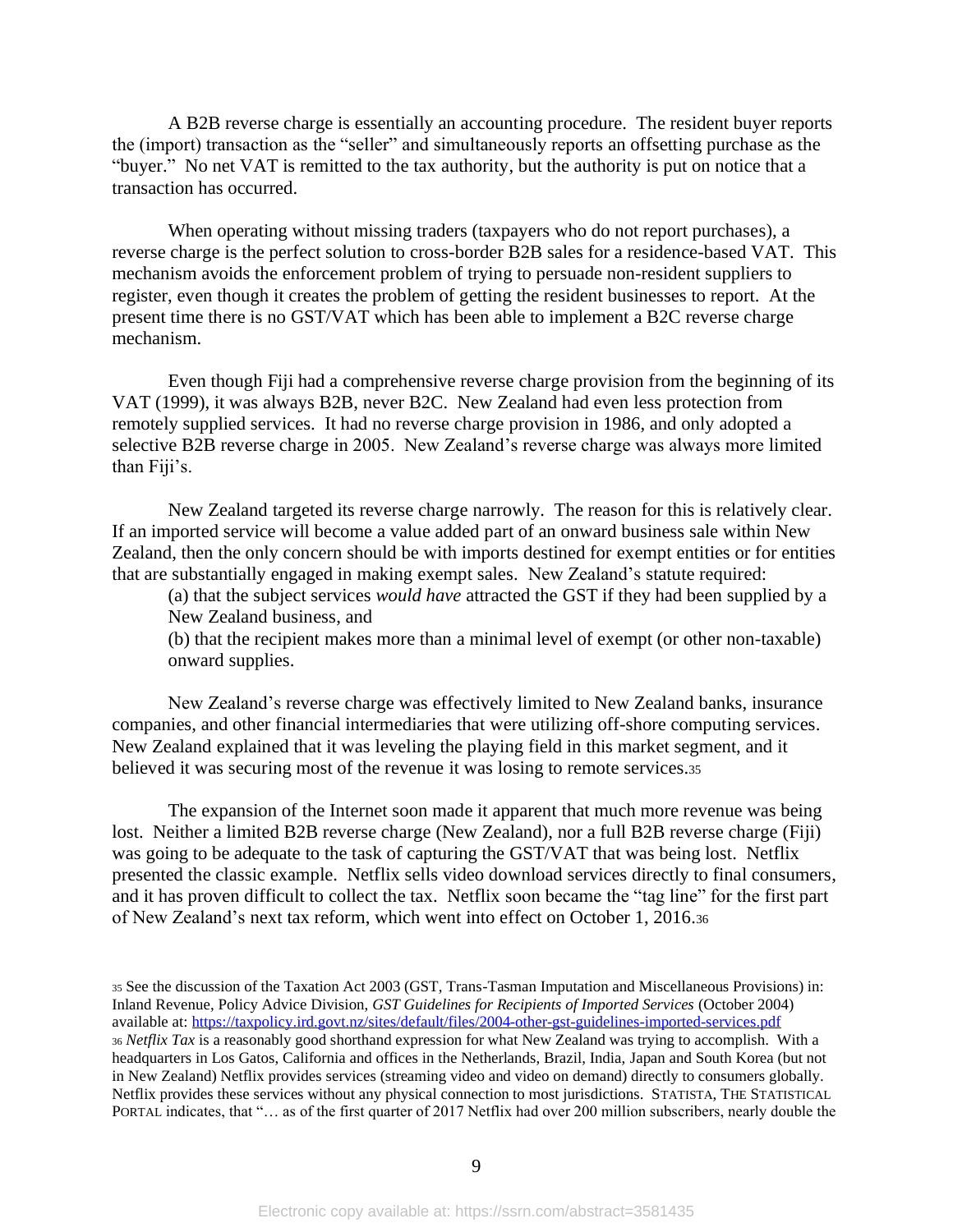A B2B reverse charge is essentially an accounting procedure. The resident buyer reports the (import) transaction as the "seller" and simultaneously reports an offsetting purchase as the "buyer." No net VAT is remitted to the tax authority, but the authority is put on notice that a transaction has occurred.

When operating without missing traders (taxpayers who do not report purchases), a reverse charge is the perfect solution to cross-border B2B sales for a residence-based VAT. This mechanism avoids the enforcement problem of trying to persuade non-resident suppliers to register, even though it creates the problem of getting the resident businesses to report. At the present time there is no GST/VAT which has been able to implement a B2C reverse charge mechanism.

Even though Fiji had a comprehensive reverse charge provision from the beginning of its VAT (1999), it was always B2B, never B2C. New Zealand had even less protection from remotely supplied services. It had no reverse charge provision in 1986, and only adopted a selective B2B reverse charge in 2005. New Zealand's reverse charge was always more limited than Fiji's.

New Zealand targeted its reverse charge narrowly. The reason for this is relatively clear. If an imported service will become a value added part of an onward business sale within New Zealand, then the only concern should be with imports destined for exempt entities or for entities that are substantially engaged in making exempt sales. New Zealand's statute required:

(a) that the subject services *would have* attracted the GST if they had been supplied by a New Zealand business, and

(b) that the recipient makes more than a minimal level of exempt (or other non-taxable) onward supplies.

New Zealand's reverse charge was effectively limited to New Zealand banks, insurance companies, and other financial intermediaries that were utilizing off-shore computing services. New Zealand explained that it was leveling the playing field in this market segment, and it believed it was securing most of the revenue it was losing to remote services.[35]

The expansion of the Internet soon made it apparent that much more revenue was being lost. Neither a limited B2B reverse charge (New Zealand), nor a full B2B reverse charge (Fiji) was going to be adequate to the task of capturing the GST/VAT that was being lost. Netflix presented the classic example. Netflix sells video download services directly to final consumers, and it has proven difficult to collect the tax. Netflix soon became the "tag line" for the first part of New Zealand's next tax reform, which went into effect on October 1, 2016.[36]

---

[35] See the discussion of the Taxation Act 2003 (GST, Trans-Tasman Imputation and Miscellaneous Provisions) in: Inland Revenue, Policy Advice Division, *GST Guidelines for Recipients of Imported Services* (October 2004) available at: https://taxpolicy.ird.govt.nz/sites/default/files/2004-other-gst-guidelines-imported-services.pdf

[36] *Netflix Tax* is a reasonably good shorthand expression for what New Zealand was trying to accomplish. With a headquarters in Los Gatos, California and offices in the Netherlands, Brazil, India, Japan and South Korea (but not in New Zealand) Netflix provides services (streaming video and video on demand) directly to consumers globally. Netflix provides these services without any physical connection to most jurisdictions. STATISTA, THE STATISTICAL PORTAL indicates, that "… as of the first quarter of 2017 Netflix had over 200 million subscribers, nearly double the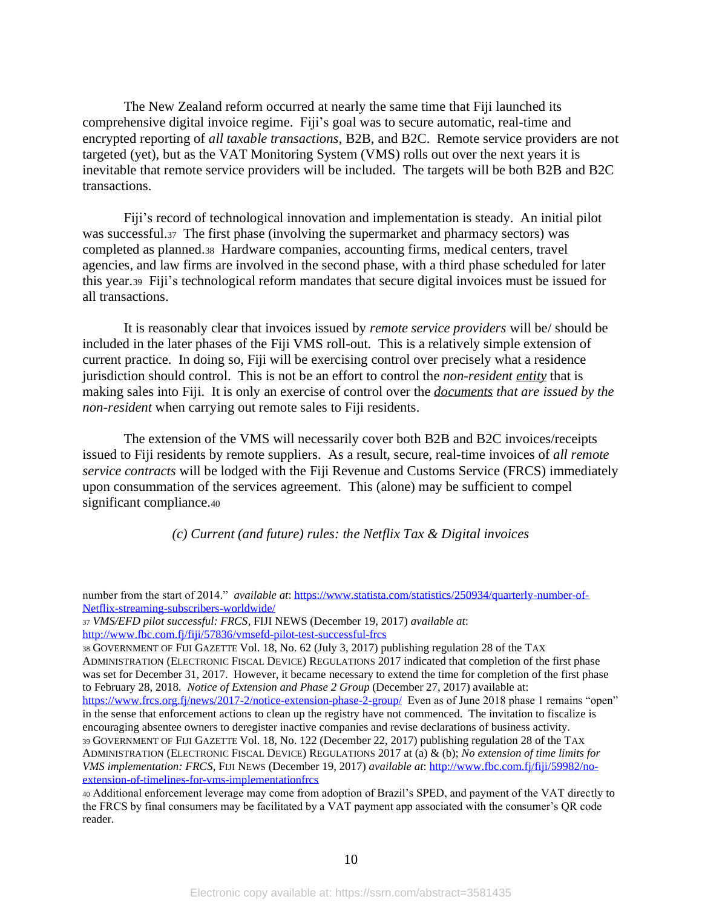The New Zealand reform occurred at nearly the same time that Fiji launched its comprehensive digital invoice regime. Fiji's goal was to secure automatic, real-time and encrypted reporting of *all taxable transactions*, B2B, and B2C. Remote service providers are not targeted (yet), but as the VAT Monitoring System (VMS) rolls out over the next years it is inevitable that remote service providers will be included. The targets will be both B2B and B2C transactions.

Fiji's record of technological innovation and implementation is steady. An initial pilot was successful.[37] The first phase (involving the supermarket and pharmacy sectors) was completed as planned.[38] Hardware companies, accounting firms, medical centers, travel agencies, and law firms are involved in the second phase, with a third phase scheduled for later this year.[39] Fiji's technological reform mandates that secure digital invoices must be issued for all transactions.

It is reasonably clear that invoices issued by *remote service providers* will be/ should be included in the later phases of the Fiji VMS roll-out. This is a relatively simple extension of current practice. In doing so, Fiji will be exercising control over precisely what a residence jurisdiction should control. This is not be an effort to control the *non-resident* ***entity*** that is making sales into Fiji. It is only an exercise of control over the ***documents*** *that are issued by the non-resident* when carrying out remote sales to Fiji residents.

The extension of the VMS will necessarily cover both B2B and B2C invoices/receipts issued to Fiji residents by remote suppliers. As a result, secure, real-time invoices of *all remote service contracts* will be lodged with the Fiji Revenue and Customs Service (FRCS) immediately upon consummation of the services agreement. This (alone) may be sufficient to compel significant compliance.[40]

*(c) Current (and future) rules: the Netflix Tax & Digital invoices*

---

number from the start of 2014." *available at*: https://www.statista.com/statistics/250934/quarterly-number-of-Netflix-streaming-subscribers-worldwide/

[37] *VMS/EFD pilot successful: FRCS*, FIJI NEWS (December 19, 2017) *available at*: http://www.fbc.com.fj/fiji/57836/vmsefd-pilot-test-successful-frcs

[38] GOVERNMENT OF FIJI GAZETTE Vol. 18, No. 62 (July 3, 2017) publishing regulation 28 of the TAX ADMINISTRATION (ELECTRONIC FISCAL DEVICE) REGULATIONS 2017 indicated that completion of the first phase was set for December 31, 2017. However, it became necessary to extend the time for completion of the first phase to February 28, 2018. *Notice of Extension and Phase 2 Group* (December 27, 2017) available at: https://www.frcs.org.fj/news/2017-2/notice-extension-phase-2-group/ Even as of June 2018 phase 1 remains "open" in the sense that enforcement actions to clean up the registry have not commenced. The invitation to fiscalize is encouraging absentee owners to deregister inactive companies and revise declarations of business activity.

[39] GOVERNMENT OF FIJI GAZETTE Vol. 18, No. 122 (December 22, 2017) publishing regulation 28 of the TAX ADMINISTRATION (ELECTRONIC FISCAL DEVICE) REGULATIONS 2017 at (a) & (b); *No extension of time limits for VMS implementation: FRCS*, FIJI NEWS (December 19, 2017) *available at*: http://www.fbc.com.fj/fiji/59982/no-extension-of-timelines-for-vms-implementationfrcs

[40] Additional enforcement leverage may come from adoption of Brazil's SPED, and payment of the VAT directly to the FRCS by final consumers may be facilitated by a VAT payment app associated with the consumer's QR code reader.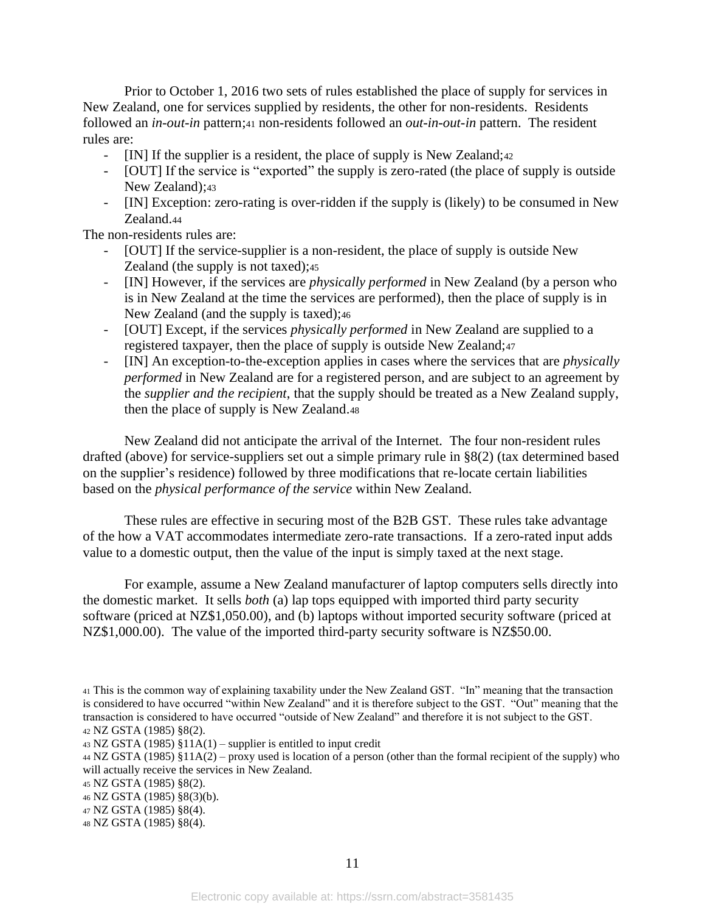Prior to October 1, 2016 two sets of rules established the place of supply for services in New Zealand, one for services supplied by residents, the other for non-residents. Residents followed an *in-out-in* pattern;[41] non-residents followed an *out-in-out-in* pattern. The resident rules are:

- [IN] If the supplier is a resident, the place of supply is New Zealand;[42]
- [OUT] If the service is "exported" the supply is zero-rated (the place of supply is outside New Zealand);[43]
- [IN] Exception: zero-rating is over-ridden if the supply is (likely) to be consumed in New Zealand.[44]

The non-residents rules are:

- [OUT] If the service-supplier is a non-resident, the place of supply is outside New Zealand (the supply is not taxed);[45]
- [IN] However, if the services are *physically performed* in New Zealand (by a person who is in New Zealand at the time the services are performed), then the place of supply is in New Zealand (and the supply is taxed);[46]
- [OUT] Except, if the services *physically performed* in New Zealand are supplied to a registered taxpayer, then the place of supply is outside New Zealand;[47]
- [IN] An exception-to-the-exception applies in cases where the services that are *physically performed* in New Zealand are for a registered person, and are subject to an agreement by the *supplier and the recipient*, that the supply should be treated as a New Zealand supply, then the place of supply is New Zealand.[48]

New Zealand did not anticipate the arrival of the Internet. The four non-resident rules drafted (above) for service-suppliers set out a simple primary rule in §8(2) (tax determined based on the supplier's residence) followed by three modifications that re-locate certain liabilities based on the *physical performance of the service* within New Zealand.

These rules are effective in securing most of the B2B GST. These rules take advantage of the how a VAT accommodates intermediate zero-rate transactions. If a zero-rated input adds value to a domestic output, then the value of the input is simply taxed at the next stage.

For example, assume a New Zealand manufacturer of laptop computers sells directly into the domestic market. It sells *both* (a) lap tops equipped with imported third party security software (priced at NZ$1,050.00), and (b) laptops without imported security software (priced at NZ$1,000.00). The value of the imported third-party security software is NZ$50.00.

---

[41] This is the common way of explaining taxability under the New Zealand GST. "In" meaning that the transaction is considered to have occurred "within New Zealand" and it is therefore subject to the GST. "Out" meaning that the transaction is considered to have occurred "outside of New Zealand" and therefore it is not subject to the GST.

[42] NZ GSTA (1985) §8(2).

[43] NZ GSTA (1985) §11A(1) – supplier is entitled to input credit

[44] NZ GSTA (1985) §11A(2) – proxy used is location of a person (other than the formal recipient of the supply) who will actually receive the services in New Zealand.

[45] NZ GSTA (1985) §8(2).

[46] NZ GSTA (1985) §8(3)(b).

[47] NZ GSTA (1985) §8(4).

[48] NZ GSTA (1985) §8(4).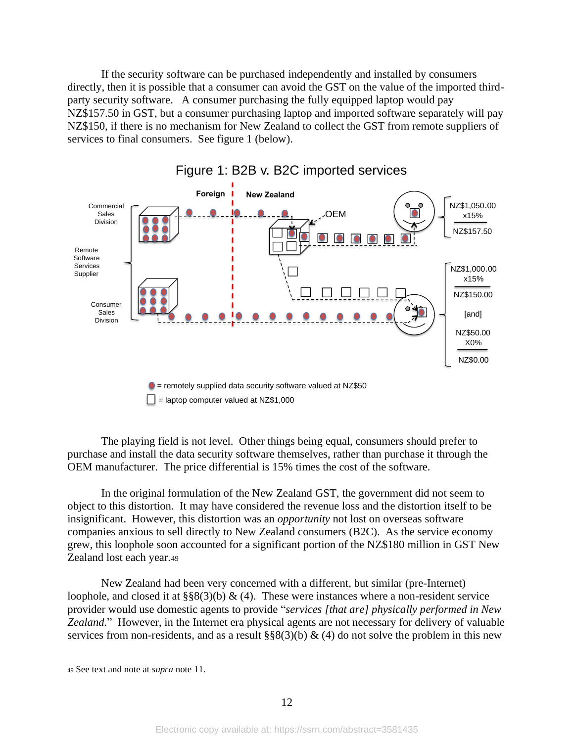If the security software can be purchased independently and installed by consumers directly, then it is possible that a consumer can avoid the GST on the value of the imported third-party security software. A consumer purchasing the fully equipped laptop would pay NZ$157.50 in GST, but a consumer purchasing laptop and imported software separately will pay NZ$150, if there is no mechanism for New Zealand to collect the GST from remote suppliers of services to final consumers. See figure 1 (below).

Figure 1: B2B v. B2C imported services

Foreign | New Zealand

Remote Software Services Supplier: Commercial Sales Division; Consumer Sales Division

OEM

NZ$1,050.00
x15%
NZ$157.50

NZ$1,000.00
x15%
NZ$150.00

[and]

NZ$50.00
X0%
NZ$0.00

● = remotely supplied data security software valued at NZ$50

☐ = laptop computer valued at NZ$1,000

The playing field is not level. Other things being equal, consumers should prefer to purchase and install the data security software themselves, rather than purchase it through the OEM manufacturer. The price differential is 15% times the cost of the software.

In the original formulation of the New Zealand GST, the government did not seem to object to this distortion. It may have considered the revenue loss and the distortion itself to be insignificant. However, this distortion was an *opportunity* not lost on overseas software companies anxious to sell directly to New Zealand consumers (B2C). As the service economy grew, this loophole soon accounted for a significant portion of the NZ$180 million in GST New Zealand lost each year.[49]

New Zealand had been very concerned with a different, but similar (pre-Internet) loophole, and closed it at §§8(3)(b) & (4). These were instances where a non-resident service provider would use domestic agents to provide "*services [that are] physically performed in New Zealand.*" However, in the Internet era physical agents are not necessary for delivery of valuable services from non-residents, and as a result §§8(3)(b) & (4) do not solve the problem in this new

[49] See text and note at *supra* note 11.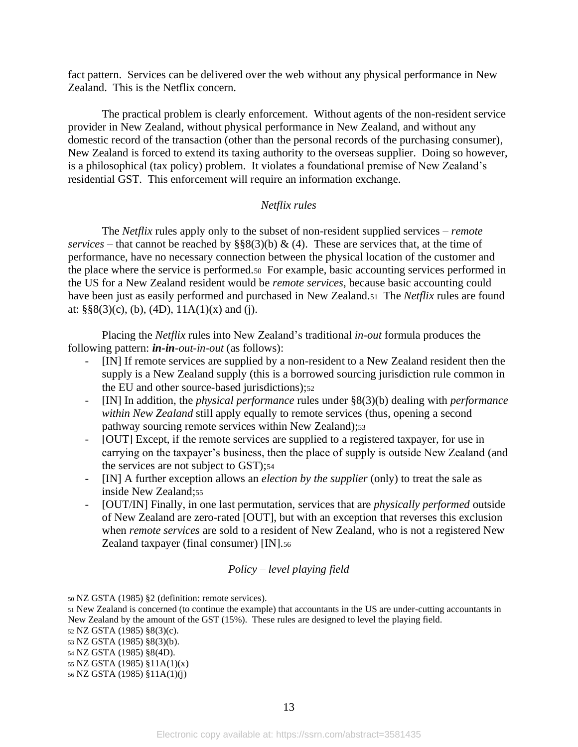fact pattern. Services can be delivered over the web without any physical performance in New Zealand. This is the Netflix concern.

The practical problem is clearly enforcement. Without agents of the non-resident service provider in New Zealand, without physical performance in New Zealand, and without any domestic record of the transaction (other than the personal records of the purchasing consumer), New Zealand is forced to extend its taxing authority to the overseas supplier. Doing so however, is a philosophical (tax policy) problem. It violates a foundational premise of New Zealand's residential GST. This enforcement will require an information exchange.

### *Netflix rules*

The *Netflix* rules apply only to the subset of non-resident supplied services – *remote services* – that cannot be reached by §§8(3)(b) & (4). These are services that, at the time of performance, have no necessary connection between the physical location of the customer and the place where the service is performed.[50] For example, basic accounting services performed in the US for a New Zealand resident would be *remote services*, because basic accounting could have been just as easily performed and purchased in New Zealand.[51] The *Netflix* rules are found at: §§8(3)(c), (b), (4D), 11A(1)(x) and (j).

Placing the *Netflix* rules into New Zealand's traditional *in-out* formula produces the following pattern: ***in-in****-out-in-out* (as follows):

- [IN] If remote services are supplied by a non-resident to a New Zealand resident then the supply is a New Zealand supply (this is a borrowed sourcing jurisdiction rule common in the EU and other source-based jurisdictions);[52]
- [IN] In addition, the *physical performance* rules under §8(3)(b) dealing with *performance within New Zealand* still apply equally to remote services (thus, opening a second pathway sourcing remote services within New Zealand);[53]
- [OUT] Except, if the remote services are supplied to a registered taxpayer, for use in carrying on the taxpayer's business, then the place of supply is outside New Zealand (and the services are not subject to GST);[54]
- [IN] A further exception allows an *election by the supplier* (only) to treat the sale as inside New Zealand;[55]
- [OUT/IN] Finally, in one last permutation, services that are *physically performed* outside of New Zealand are zero-rated [OUT], but with an exception that reverses this exclusion when *remote services* are sold to a resident of New Zealand, who is not a registered New Zealand taxpayer (final consumer) [IN].[56]

### *Policy – level playing field*

---

[50] NZ GSTA (1985) §2 (definition: remote services).

[51] New Zealand is concerned (to continue the example) that accountants in the US are under-cutting accountants in New Zealand by the amount of the GST (15%). These rules are designed to level the playing field.

[52] NZ GSTA (1985) §8(3)(c).

[53] NZ GSTA (1985) §8(3)(b).

[54] NZ GSTA (1985) §8(4D).

[55] NZ GSTA (1985) §11A(1)(x)

[56] NZ GSTA (1985) §11A(1)(j)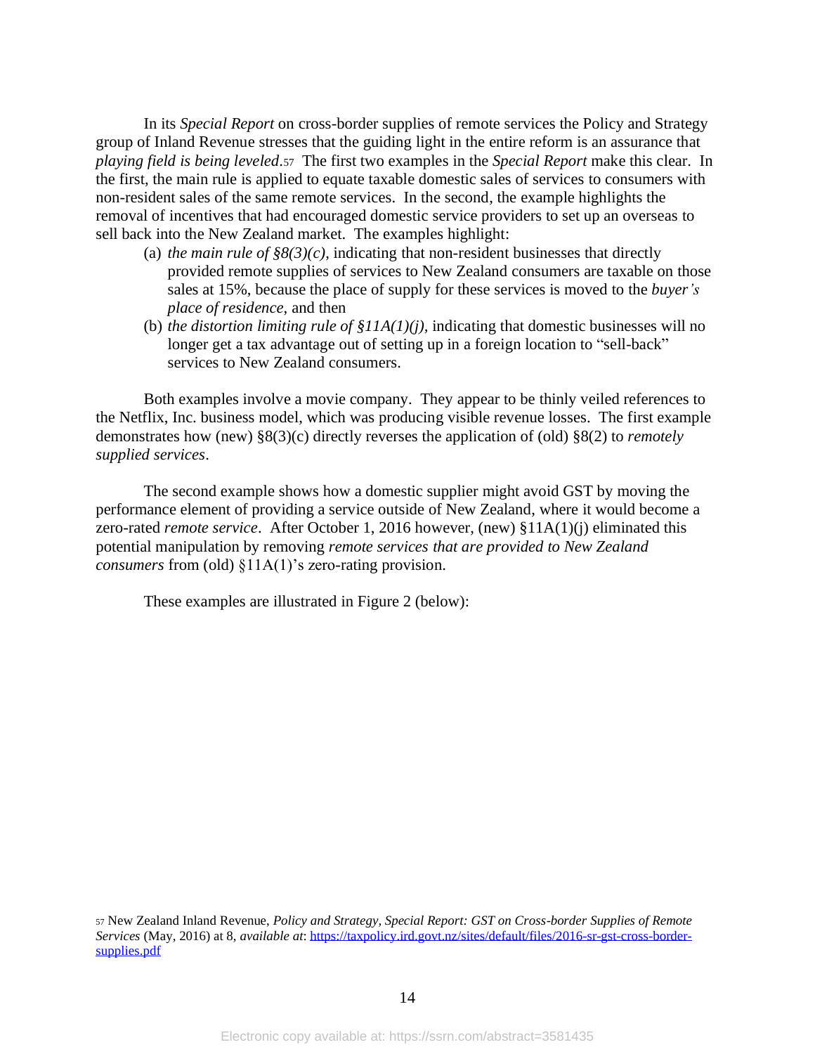In its *Special Report* on cross-border supplies of remote services the Policy and Strategy group of Inland Revenue stresses that the guiding light in the entire reform is an assurance that *playing field is being leveled*.[57] The first two examples in the *Special Report* make this clear. In the first, the main rule is applied to equate taxable domestic sales of services to consumers with non-resident sales of the same remote services. In the second, the example highlights the removal of incentives that had encouraged domestic service providers to set up an overseas to sell back into the New Zealand market. The examples highlight:

(a) *the main rule of §8(3)(c)*, indicating that non-resident businesses that directly provided remote supplies of services to New Zealand consumers are taxable on those sales at 15%, because the place of supply for these services is moved to the *buyer's place of residence*, and then

(b) *the distortion limiting rule of §11A(1)(j)*, indicating that domestic businesses will no longer get a tax advantage out of setting up in a foreign location to "sell-back" services to New Zealand consumers.

Both examples involve a movie company. They appear to be thinly veiled references to the Netflix, Inc. business model, which was producing visible revenue losses. The first example demonstrates how (new) §8(3)(c) directly reverses the application of (old) §8(2) to *remotely supplied services*.

The second example shows how a domestic supplier might avoid GST by moving the performance element of providing a service outside of New Zealand, where it would become a zero-rated *remote service*. After October 1, 2016 however, (new) §11A(1)(j) eliminated this potential manipulation by removing *remote services that are provided to New Zealand consumers* from (old) §11A(1)'s zero-rating provision.

These examples are illustrated in Figure 2 (below):

[57] New Zealand Inland Revenue, *Policy and Strategy, Special Report: GST on Cross-border Supplies of Remote Services* (May, 2016) at 8, *available at*: https://taxpolicy.ird.govt.nz/sites/default/files/2016-sr-gst-cross-border-supplies.pdf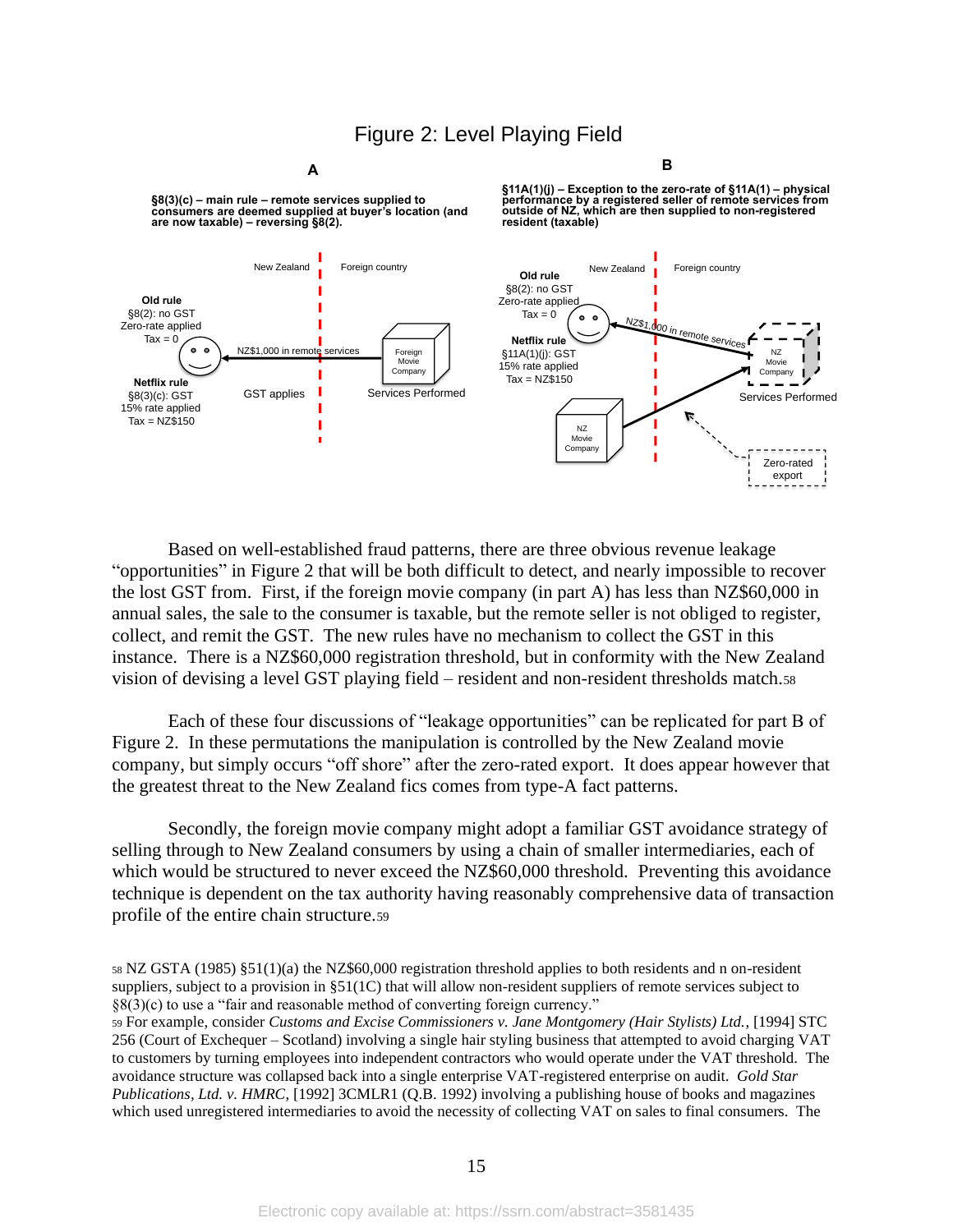Figure 2: Level Playing Field

**A**

**§8(3)(c) – main rule – remote services supplied to consumers are deemed supplied at buyer's location (and are now taxable) – reversing §8(2).**

New Zealand | Foreign country

**Old rule**
§8(2): no GST
Zero-rate applied
Tax = 0

NZ$1,000 in remote services

Foreign Movie Company

**Netflix rule**
§8(3)(c): GST
15% rate applied
Tax = NZ$150

GST applies

Services Performed

**B**

**§11A(1)(j) – Exception to the zero-rate of §11A(1) – physical performance by a registered seller of remote services from outside of NZ, which are then supplied to non-registered resident (taxable)**

New Zealand | Foreign country

**Old rule**
§8(2): no GST
Zero-rate applied
Tax = 0

NZ$1,000 in remote services

NZ Movie Company

**Netflix rule**
§11A(1)(j): GST
15% rate applied
Tax = NZ$150

Services Performed

NZ Movie Company

Zero-rated export

Based on well-established fraud patterns, there are three obvious revenue leakage "opportunities" in Figure 2 that will be both difficult to detect, and nearly impossible to recover the lost GST from. First, if the foreign movie company (in part A) has less than NZ$60,000 in annual sales, the sale to the consumer is taxable, but the remote seller is not obliged to register, collect, and remit the GST. The new rules have no mechanism to collect the GST in this instance. There is a NZ$60,000 registration threshold, but in conformity with the New Zealand vision of devising a level GST playing field – resident and non-resident thresholds match.[58]

Each of these four discussions of "leakage opportunities" can be replicated for part B of Figure 2. In these permutations the manipulation is controlled by the New Zealand movie company, but simply occurs "off shore" after the zero-rated export. It does appear however that the greatest threat to the New Zealand fics comes from type-A fact patterns.

Secondly, the foreign movie company might adopt a familiar GST avoidance strategy of selling through to New Zealand consumers by using a chain of smaller intermediaries, each of which would be structured to never exceed the NZ$60,000 threshold. Preventing this avoidance technique is dependent on the tax authority having reasonably comprehensive data of transaction profile of the entire chain structure.[59]

[58] NZ GSTA (1985) §51(1)(a) the NZ$60,000 registration threshold applies to both residents and n on-resident suppliers, subject to a provision in §51(1C) that will allow non-resident suppliers of remote services subject to §8(3)(c) to use a "fair and reasonable method of converting foreign currency."

[59] For example, consider *Customs and Excise Commissioners v. Jane Montgomery (Hair Stylists) Ltd.*, [1994] STC 256 (Court of Exchequer – Scotland) involving a single hair styling business that attempted to avoid charging VAT to customers by turning employees into independent contractors who would operate under the VAT threshold. The avoidance structure was collapsed back into a single enterprise VAT-registered enterprise on audit. *Gold Star Publications, Ltd. v. HMRC*, [1992] 3CMLR1 (Q.B. 1992) involving a publishing house of books and magazines which used unregistered intermediaries to avoid the necessity of collecting VAT on sales to final consumers. The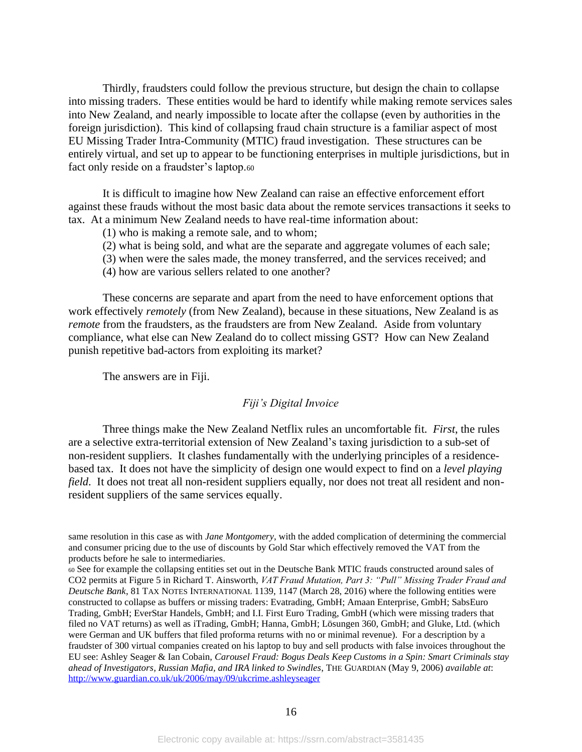Thirdly, fraudsters could follow the previous structure, but design the chain to collapse into missing traders. These entities would be hard to identify while making remote services sales into New Zealand, and nearly impossible to locate after the collapse (even by authorities in the foreign jurisdiction). This kind of collapsing fraud chain structure is a familiar aspect of most EU Missing Trader Intra-Community (MTIC) fraud investigation. These structures can be entirely virtual, and set up to appear to be functioning enterprises in multiple jurisdictions, but in fact only reside on a fraudster's laptop.[60]

It is difficult to imagine how New Zealand can raise an effective enforcement effort against these frauds without the most basic data about the remote services transactions it seeks to tax. At a minimum New Zealand needs to have real-time information about:

(1) who is making a remote sale, and to whom;
(2) what is being sold, and what are the separate and aggregate volumes of each sale;
(3) when were the sales made, the money transferred, and the services received; and
(4) how are various sellers related to one another?

These concerns are separate and apart from the need to have enforcement options that work effectively *remotely* (from New Zealand), because in these situations, New Zealand is as *remote* from the fraudsters, as the fraudsters are from New Zealand. Aside from voluntary compliance, what else can New Zealand do to collect missing GST? How can New Zealand punish repetitive bad-actors from exploiting its market?

The answers are in Fiji.

### *Fiji's Digital Invoice*

Three things make the New Zealand Netflix rules an uncomfortable fit. *First*, the rules are a selective extra-territorial extension of New Zealand's taxing jurisdiction to a sub-set of non-resident suppliers. It clashes fundamentally with the underlying principles of a residence-based tax. It does not have the simplicity of design one would expect to find on a *level playing field*. It does not treat all non-resident suppliers equally, nor does not treat all resident and non-resident suppliers of the same services equally.

---

same resolution in this case as with *Jane Montgomery*, with the added complication of determining the commercial and consumer pricing due to the use of discounts by Gold Star which effectively removed the VAT from the products before he sale to intermediaries.

[60] See for example the collapsing entities set out in the Deutsche Bank MTIC frauds constructed around sales of $CO_2$ permits at Figure 5 in Richard T. Ainsworth, *VAT Fraud Mutation, Part 3: "Pull" Missing Trader Fraud and Deutsche Bank*, 81 TAX NOTES INTERNATIONAL 1139, 1147 (March 28, 2016) where the following entities were constructed to collapse as buffers or missing traders: Evatrading, GmbH; Amaan Enterprise, GmbH; SabsEuro Trading, GmbH; EverStar Handels, GmbH; and I.I. First Euro Trading, GmbH (which were missing traders that filed no VAT returns) as well as iTrading, GmbH; Hanna, GmbH; Lösungen 360, GmbH; and Gluke, Ltd. (which were German and UK buffers that filed proforma returns with no or minimal revenue). For a description by a fraudster of 300 virtual companies created on his laptop to buy and sell products with false invoices throughout the EU see: Ashley Seager & Ian Cobain, *Carousel Fraud: Bogus Deals Keep Customs in a Spin: Smart Criminals stay ahead of Investigators, Russian Mafia, and IRA linked to Swindles*, THE GUARDIAN (May 9, 2006) *available at*: http://www.guardian.co.uk/uk/2006/may/09/ukcrime.ashleyseager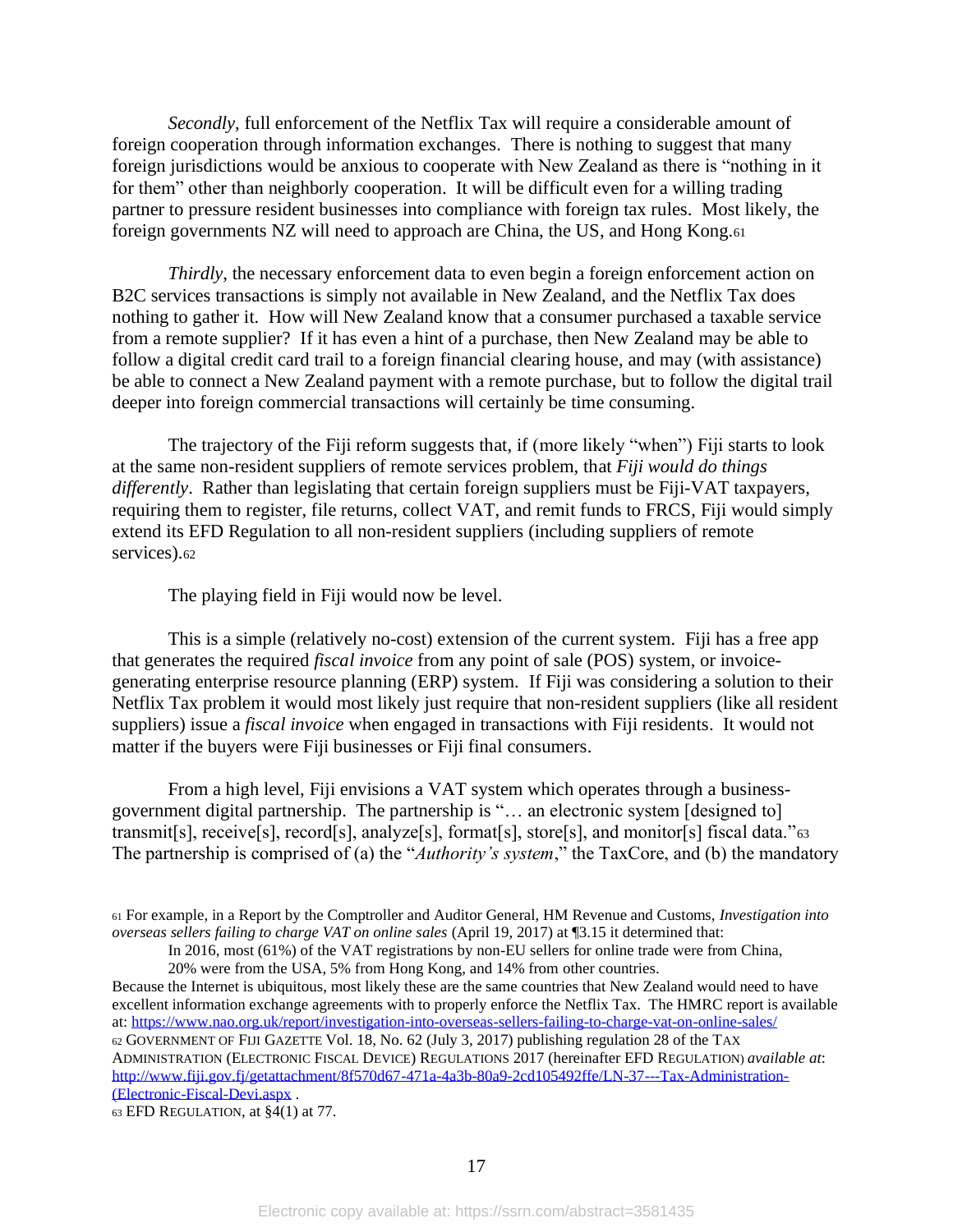*Secondly*, full enforcement of the Netflix Tax will require a considerable amount of foreign cooperation through information exchanges. There is nothing to suggest that many foreign jurisdictions would be anxious to cooperate with New Zealand as there is "nothing in it for them" other than neighborly cooperation. It will be difficult even for a willing trading partner to pressure resident businesses into compliance with foreign tax rules. Most likely, the foreign governments NZ will need to approach are China, the US, and Hong Kong.[61]

*Thirdly*, the necessary enforcement data to even begin a foreign enforcement action on B2C services transactions is simply not available in New Zealand, and the Netflix Tax does nothing to gather it. How will New Zealand know that a consumer purchased a taxable service from a remote supplier? If it has even a hint of a purchase, then New Zealand may be able to follow a digital credit card trail to a foreign financial clearing house, and may (with assistance) be able to connect a New Zealand payment with a remote purchase, but to follow the digital trail deeper into foreign commercial transactions will certainly be time consuming.

The trajectory of the Fiji reform suggests that, if (more likely "when") Fiji starts to look at the same non-resident suppliers of remote services problem, that *Fiji would do things differently*. Rather than legislating that certain foreign suppliers must be Fiji-VAT taxpayers, requiring them to register, file returns, collect VAT, and remit funds to FRCS, Fiji would simply extend its EFD Regulation to all non-resident suppliers (including suppliers of remote services).[62]

The playing field in Fiji would now be level.

This is a simple (relatively no-cost) extension of the current system. Fiji has a free app that generates the required *fiscal invoice* from any point of sale (POS) system, or invoice-generating enterprise resource planning (ERP) system. If Fiji was considering a solution to their Netflix Tax problem it would most likely just require that non-resident suppliers (like all resident suppliers) issue a *fiscal invoice* when engaged in transactions with Fiji residents. It would not matter if the buyers were Fiji businesses or Fiji final consumers.

From a high level, Fiji envisions a VAT system which operates through a business-government digital partnership. The partnership is "… an electronic system [designed to] transmit[s], receive[s], record[s], analyze[s], format[s], store[s], and monitor[s] fiscal data."[63] The partnership is comprised of (a) the "*Authority's system*," the TaxCore, and (b) the mandatory

---

[61] For example, in a Report by the Comptroller and Auditor General, HM Revenue and Customs, *Investigation into overseas sellers failing to charge VAT on online sales* (April 19, 2017) at ¶3.15 it determined that:

> In 2016, most (61%) of the VAT registrations by non-EU sellers for online trade were from China, 20% were from the USA, 5% from Hong Kong, and 14% from other countries.

Because the Internet is ubiquitous, most likely these are the same countries that New Zealand would need to have excellent information exchange agreements with to properly enforce the Netflix Tax. The HMRC report is available at: https://www.nao.org.uk/report/investigation-into-overseas-sellers-failing-to-charge-vat-on-online-sales/

[62] GOVERNMENT OF FIJI GAZETTE Vol. 18, No. 62 (July 3, 2017) publishing regulation 28 of the TAX ADMINISTRATION (ELECTRONIC FISCAL DEVICE) REGULATIONS 2017 (hereinafter EFD REGULATION) *available at*: http://www.fiji.gov.fj/getattachment/8f570d67-471a-4a3b-80a9-2cd105492ffe/LN-37---Tax-Administration-(Electronic-Fiscal-Devi.aspx .

[63] EFD REGULATION, at §4(1) at 77.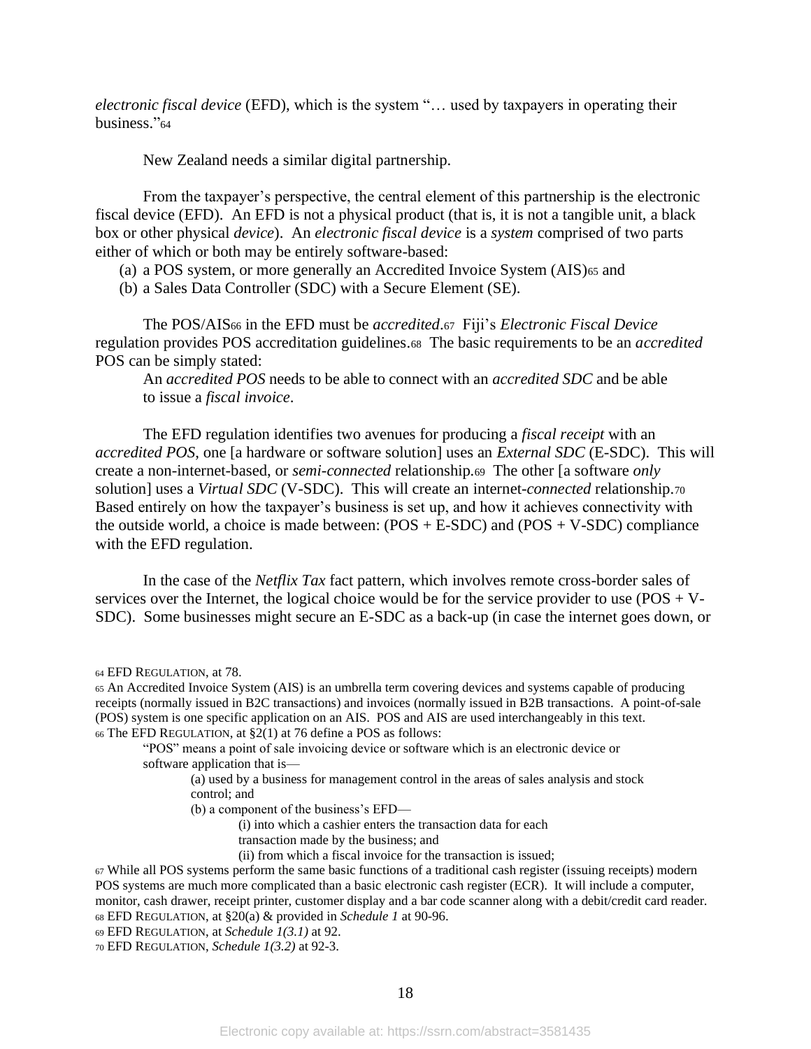*electronic fiscal device* (EFD), which is the system "… used by taxpayers in operating their business."[64]

New Zealand needs a similar digital partnership.

From the taxpayer's perspective, the central element of this partnership is the electronic fiscal device (EFD). An EFD is not a physical product (that is, it is not a tangible unit, a black box or other physical *device*). An *electronic fiscal device* is a *system* comprised of two parts either of which or both may be entirely software-based:

(a) a POS system, or more generally an Accredited Invoice System (AIS)[65] and
(b) a Sales Data Controller (SDC) with a Secure Element (SE).

The POS/AIS[66] in the EFD must be *accredited*.[67] Fiji's *Electronic Fiscal Device* regulation provides POS accreditation guidelines.[68] The basic requirements to be an *accredited* POS can be simply stated:

> An *accredited POS* needs to be able to connect with an *accredited SDC* and be able to issue a *fiscal invoice*.

The EFD regulation identifies two avenues for producing a *fiscal receipt* with an *accredited POS*, one [a hardware or software solution] uses an *External SDC* (E-SDC). This will create a non-internet-based, or *semi-connected* relationship.[69] The other [a software *only* solution] uses a *Virtual SDC* (V-SDC). This will create an internet-*connected* relationship.[70] Based entirely on how the taxpayer's business is set up, and how it achieves connectivity with the outside world, a choice is made between: (POS + E-SDC) and (POS + V-SDC) compliance with the EFD regulation.

In the case of the *Netflix Tax* fact pattern, which involves remote cross-border sales of services over the Internet, the logical choice would be for the service provider to use (POS + V-SDC). Some businesses might secure an E-SDC as a back-up (in case the internet goes down, or

---

[64] EFD REGULATION, at 78.

[65] An Accredited Invoice System (AIS) is an umbrella term covering devices and systems capable of producing receipts (normally issued in B2C transactions) and invoices (normally issued in B2B transactions. A point-of-sale (POS) system is one specific application on an AIS. POS and AIS are used interchangeably in this text.

[66] The EFD REGULATION, at §2(1) at 76 define a POS as follows:

> "POS" means a point of sale invoicing device or software which is an electronic device or software application that is—
>
> (a) used by a business for management control in the areas of sales analysis and stock control; and
>
> (b) a component of the business's EFD—
>
> (i) into which a cashier enters the transaction data for each transaction made by the business; and
>
> (ii) from which a fiscal invoice for the transaction is issued;

[67] While all POS systems perform the same basic functions of a traditional cash register (issuing receipts) modern POS systems are much more complicated than a basic electronic cash register (ECR). It will include a computer, monitor, cash drawer, receipt printer, customer display and a bar code scanner along with a debit/credit card reader.

[68] EFD REGULATION, at §20(a) & provided in *Schedule 1* at 90-96.

[69] EFD REGULATION, at *Schedule 1(3.1)* at 92.

[70] EFD REGULATION, *Schedule 1(3.2)* at 92-3.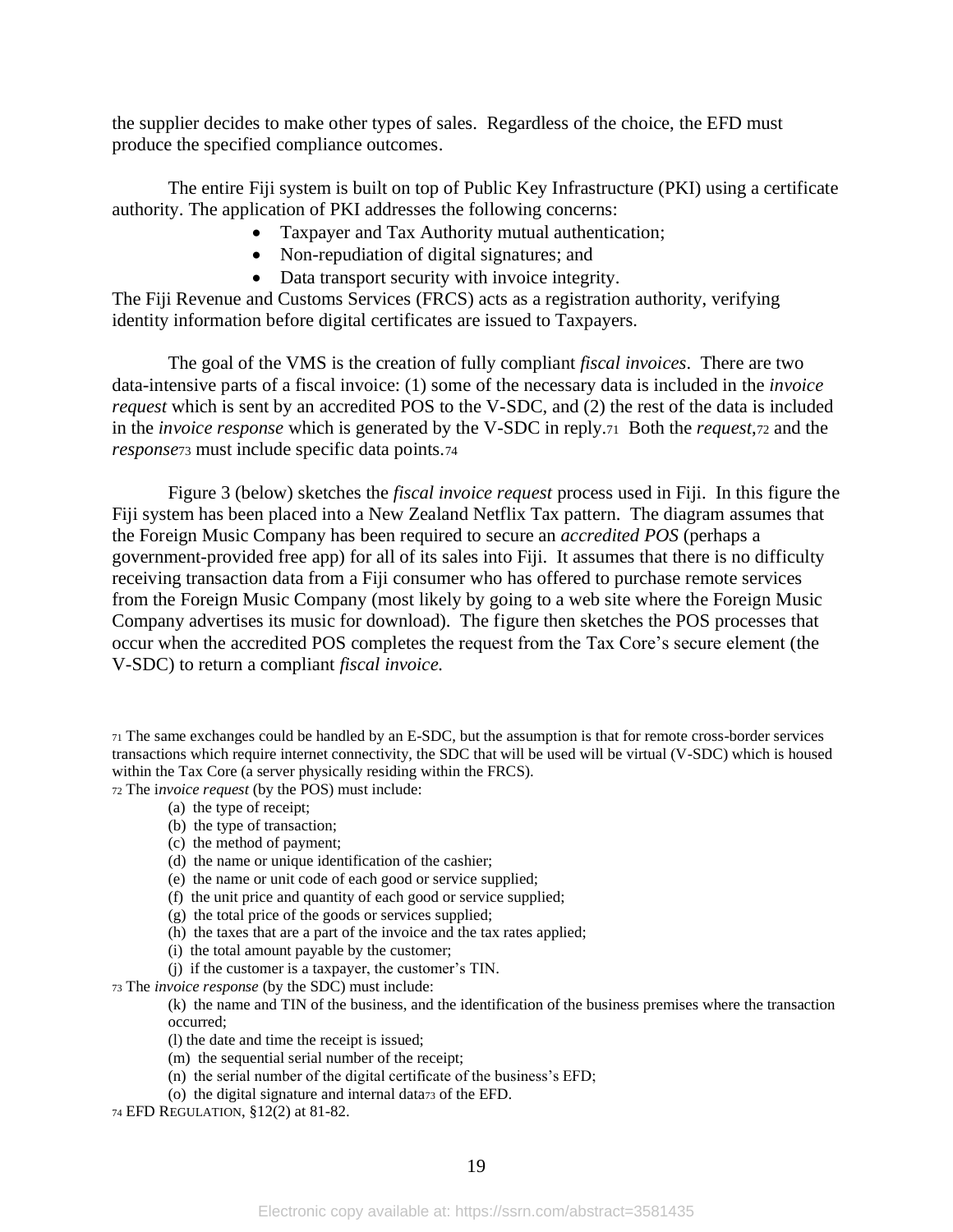the supplier decides to make other types of sales. Regardless of the choice, the EFD must produce the specified compliance outcomes.

The entire Fiji system is built on top of Public Key Infrastructure (PKI) using a certificate authority. The application of PKI addresses the following concerns:

- Taxpayer and Tax Authority mutual authentication;
- Non-repudiation of digital signatures; and
- Data transport security with invoice integrity.

The Fiji Revenue and Customs Services (FRCS) acts as a registration authority, verifying identity information before digital certificates are issued to Taxpayers.

The goal of the VMS is the creation of fully compliant *fiscal invoices*. There are two data-intensive parts of a fiscal invoice: (1) some of the necessary data is included in the *invoice request* which is sent by an accredited POS to the V-SDC, and (2) the rest of the data is included in the *invoice response* which is generated by the V-SDC in reply.[71] Both the *request*,[72] and the *response*[73] must include specific data points.[74]

Figure 3 (below) sketches the *fiscal invoice request* process used in Fiji. In this figure the Fiji system has been placed into a New Zealand Netflix Tax pattern. The diagram assumes that the Foreign Music Company has been required to secure an *accredited POS* (perhaps a government-provided free app) for all of its sales into Fiji. It assumes that there is no difficulty receiving transaction data from a Fiji consumer who has offered to purchase remote services from the Foreign Music Company (most likely by going to a web site where the Foreign Music Company advertises its music for download). The figure then sketches the POS processes that occur when the accredited POS completes the request from the Tax Core's secure element (the V-SDC) to return a compliant *fiscal invoice.*

[71] The same exchanges could be handled by an E-SDC, but the assumption is that for remote cross-border services transactions which require internet connectivity, the SDC that will be used will be virtual (V-SDC) which is housed within the Tax Core (a server physically residing within the FRCS).

[72] The i*nvoice request* (by the POS) must include:

(a) the type of receipt;
(b) the type of transaction;
(c) the method of payment;
(d) the name or unique identification of the cashier;
(e) the name or unit code of each good or service supplied;
(f) the unit price and quantity of each good or service supplied;
(g) the total price of the goods or services supplied;
(h) the taxes that are a part of the invoice and the tax rates applied;
(i) the total amount payable by the customer;
(j) if the customer is a taxpayer, the customer's TIN.

[73] The *invoice response* (by the SDC) must include:

(k) the name and TIN of the business, and the identification of the business premises where the transaction occurred;
(l) the date and time the receipt is issued;
(m) the sequential serial number of the receipt;
(n) the serial number of the digital certificate of the business's EFD;
(o) the digital signature and internal data[73] of the EFD.

[74] EFD REGULATION, §12(2) at 81-82.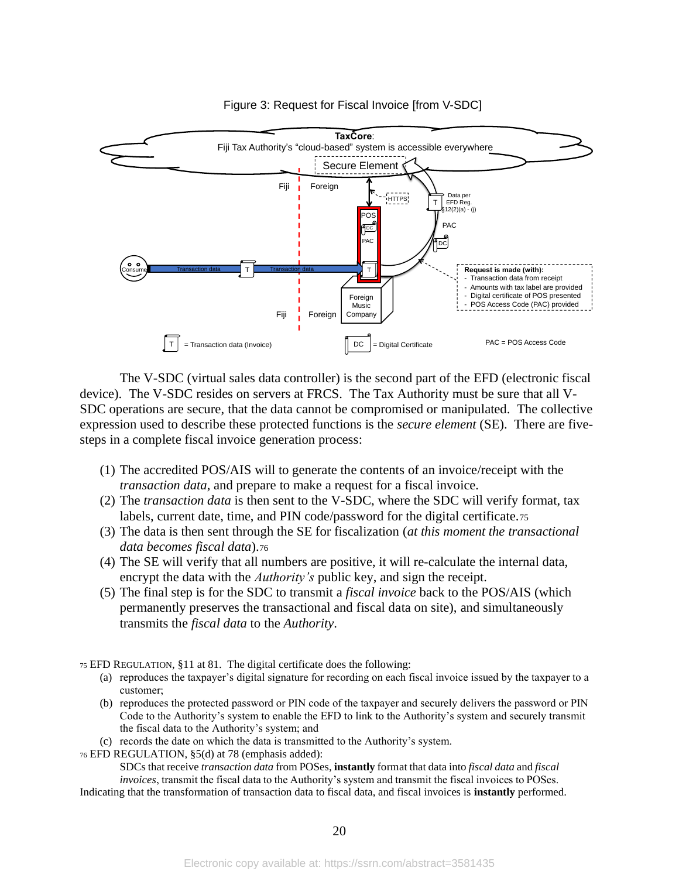Figure 3: Request for Fiscal Invoice [from V-SDC]

The V-SDC (virtual sales data controller) is the second part of the EFD (electronic fiscal device). The V-SDC resides on servers at FRCS. The Tax Authority must be sure that all V-SDC operations are secure, that the data cannot be compromised or manipulated. The collective expression used to describe these protected functions is the *secure element* (SE). There are five-steps in a complete fiscal invoice generation process:

(1) The accredited POS/AIS will to generate the contents of an invoice/receipt with the *transaction data*, and prepare to make a request for a fiscal invoice.
(2) The *transaction data* is then sent to the V-SDC, where the SDC will verify format, tax labels, current date, time, and PIN code/password for the digital certificate.[75]
(3) The data is then sent through the SE for fiscalization (*at this moment the transactional data becomes fiscal data*).[76]
(4) The SE will verify that all numbers are positive, it will re-calculate the internal data, encrypt the data with the *Authority's* public key, and sign the receipt.
(5) The final step is for the SDC to transmit a *fiscal invoice* back to the POS/AIS (which permanently preserves the transactional and fiscal data on site), and simultaneously transmits the *fiscal data* to the *Authority*.

[75] EFD REGULATION, §11 at 81. The digital certificate does the following:

(a) reproduces the taxpayer's digital signature for recording on each fiscal invoice issued by the taxpayer to a customer;
(b) reproduces the protected password or PIN code of the taxpayer and securely delivers the password or PIN Code to the Authority's system to enable the EFD to link to the Authority's system and securely transmit the fiscal data to the Authority's system; and
(c) records the date on which the data is transmitted to the Authority's system.

[76] EFD REGULATION, §5(d) at 78 (emphasis added):

> SDCs that receive *transaction data* from POSes, **instantly** format that data into *fiscal data* and *fiscal invoices*, transmit the fiscal data to the Authority's system and transmit the fiscal invoices to POSes.

Indicating that the transformation of transaction data to fiscal data, and fiscal invoices is **instantly** performed.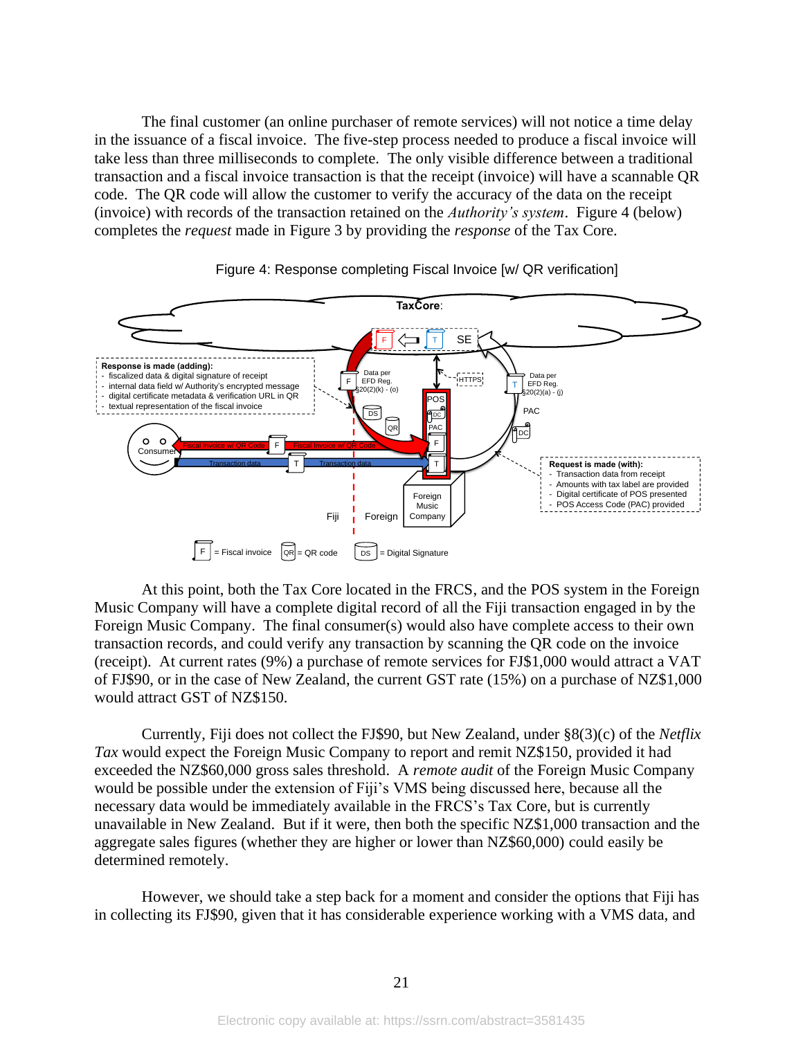The final customer (an online purchaser of remote services) will not notice a time delay in the issuance of a fiscal invoice. The five-step process needed to produce a fiscal invoice will take less than three milliseconds to complete. The only visible difference between a traditional transaction and a fiscal invoice transaction is that the receipt (invoice) will have a scannable QR code. The QR code will allow the customer to verify the accuracy of the data on the receipt (invoice) with records of the transaction retained on the *Authority's system*. Figure 4 (below) completes the *request* made in Figure 3 by providing the *response* of the Tax Core.

Figure 4: Response completing Fiscal Invoice [w/ QR verification]

At this point, both the Tax Core located in the FRCS, and the POS system in the Foreign Music Company will have a complete digital record of all the Fiji transaction engaged in by the Foreign Music Company. The final consumer(s) would also have complete access to their own transaction records, and could verify any transaction by scanning the QR code on the invoice (receipt). At current rates (9%) a purchase of remote services for FJ$1,000 would attract a VAT of FJ$90, or in the case of New Zealand, the current GST rate (15%) on a purchase of NZ$1,000 would attract GST of NZ$150.

Currently, Fiji does not collect the FJ$90, but New Zealand, under §8(3)(c) of the *Netflix Tax* would expect the Foreign Music Company to report and remit NZ$150, provided it had exceeded the NZ$60,000 gross sales threshold. A *remote audit* of the Foreign Music Company would be possible under the extension of Fiji's VMS being discussed here, because all the necessary data would be immediately available in the FRCS's Tax Core, but is currently unavailable in New Zealand. But if it were, then both the specific NZ$1,000 transaction and the aggregate sales figures (whether they are higher or lower than NZ$60,000) could easily be determined remotely.

However, we should take a step back for a moment and consider the options that Fiji has in collecting its FJ$90, given that it has considerable experience working with a VMS data, and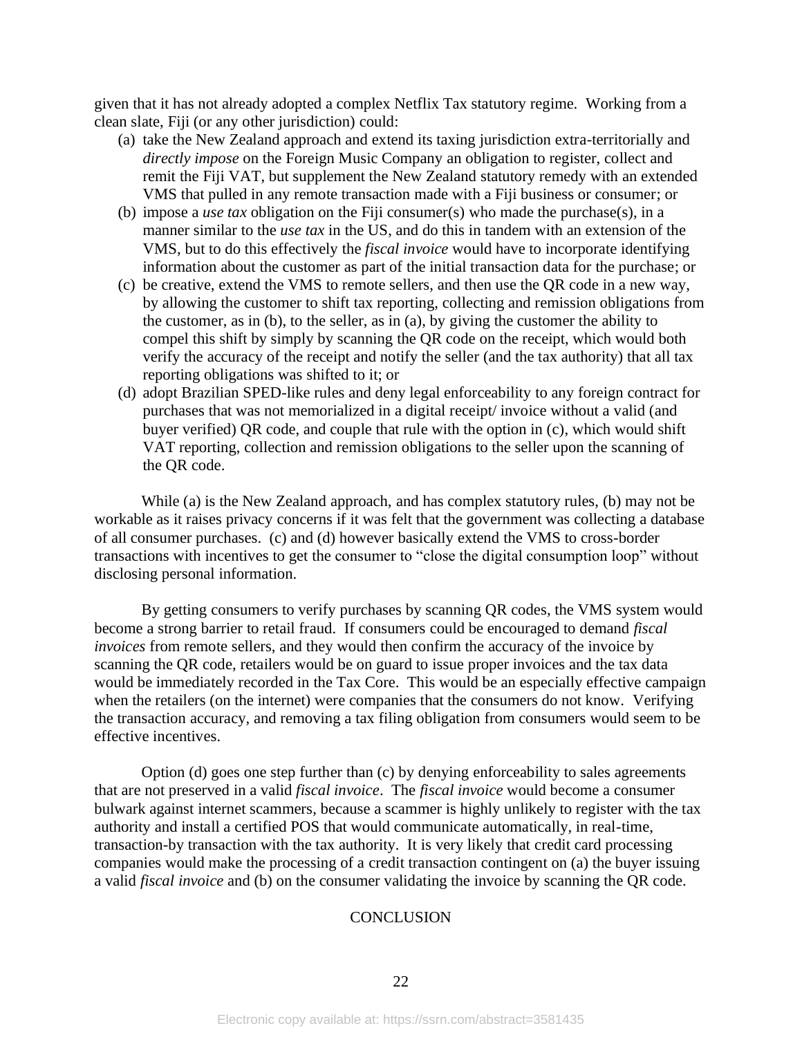given that it has not already adopted a complex Netflix Tax statutory regime. Working from a clean slate, Fiji (or any other jurisdiction) could:

(a) take the New Zealand approach and extend its taxing jurisdiction extra-territorially and *directly impose* on the Foreign Music Company an obligation to register, collect and remit the Fiji VAT, but supplement the New Zealand statutory remedy with an extended VMS that pulled in any remote transaction made with a Fiji business or consumer; or

(b) impose a *use tax* obligation on the Fiji consumer(s) who made the purchase(s), in a manner similar to the *use tax* in the US, and do this in tandem with an extension of the VMS, but to do this effectively the *fiscal invoice* would have to incorporate identifying information about the customer as part of the initial transaction data for the purchase; or

(c) be creative, extend the VMS to remote sellers, and then use the QR code in a new way, by allowing the customer to shift tax reporting, collecting and remission obligations from the customer, as in (b), to the seller, as in (a), by giving the customer the ability to compel this shift by simply by scanning the QR code on the receipt, which would both verify the accuracy of the receipt and notify the seller (and the tax authority) that all tax reporting obligations was shifted to it; or

(d) adopt Brazilian SPED-like rules and deny legal enforceability to any foreign contract for purchases that was not memorialized in a digital receipt/ invoice without a valid (and buyer verified) QR code, and couple that rule with the option in (c), which would shift VAT reporting, collection and remission obligations to the seller upon the scanning of the QR code.

While (a) is the New Zealand approach, and has complex statutory rules, (b) may not be workable as it raises privacy concerns if it was felt that the government was collecting a database of all consumer purchases. (c) and (d) however basically extend the VMS to cross-border transactions with incentives to get the consumer to "close the digital consumption loop" without disclosing personal information.

By getting consumers to verify purchases by scanning QR codes, the VMS system would become a strong barrier to retail fraud. If consumers could be encouraged to demand *fiscal invoices* from remote sellers, and they would then confirm the accuracy of the invoice by scanning the QR code, retailers would be on guard to issue proper invoices and the tax data would be immediately recorded in the Tax Core. This would be an especially effective campaign when the retailers (on the internet) were companies that the consumers do not know. Verifying the transaction accuracy, and removing a tax filing obligation from consumers would seem to be effective incentives.

Option (d) goes one step further than (c) by denying enforceability to sales agreements that are not preserved in a valid *fiscal invoice*. The *fiscal invoice* would become a consumer bulwark against internet scammers, because a scammer is highly unlikely to register with the tax authority and install a certified POS that would communicate automatically, in real-time, transaction-by transaction with the tax authority. It is very likely that credit card processing companies would make the processing of a credit transaction contingent on (a) the buyer issuing a valid *fiscal invoice* and (b) on the consumer validating the invoice by scanning the QR code.

## CONCLUSION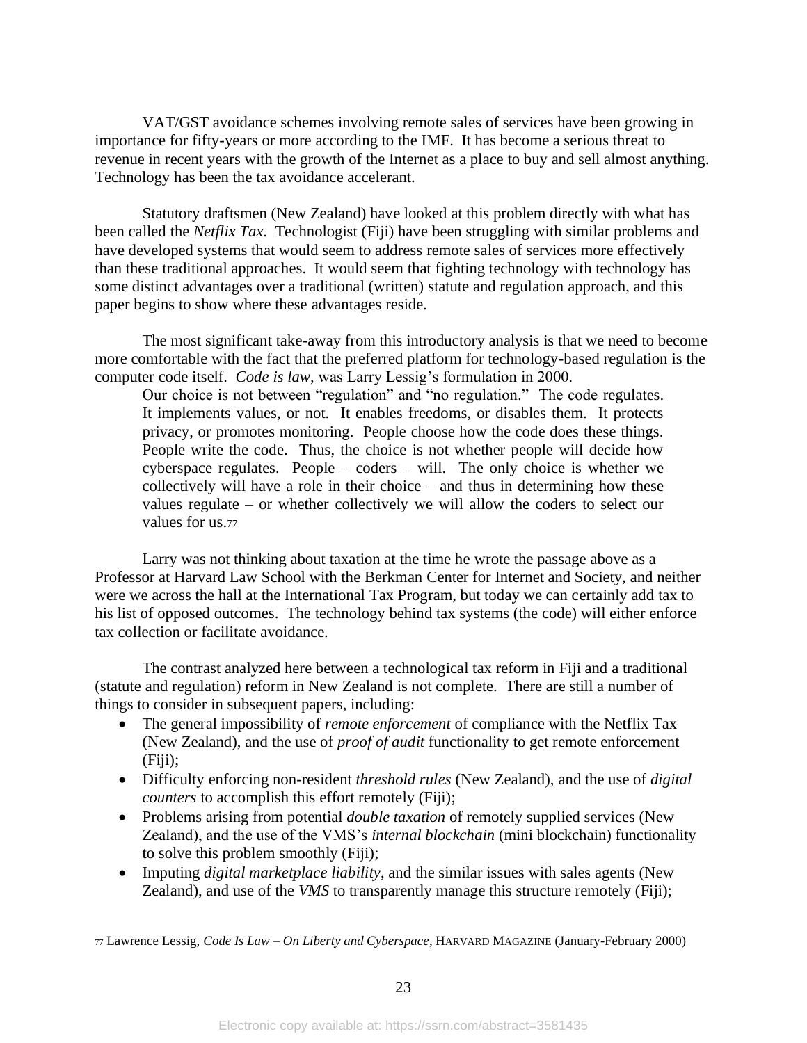VAT/GST avoidance schemes involving remote sales of services have been growing in importance for fifty-years or more according to the IMF. It has become a serious threat to revenue in recent years with the growth of the Internet as a place to buy and sell almost anything. Technology has been the tax avoidance accelerant.

Statutory draftsmen (New Zealand) have looked at this problem directly with what has been called the *Netflix Tax*. Technologist (Fiji) have been struggling with similar problems and have developed systems that would seem to address remote sales of services more effectively than these traditional approaches. It would seem that fighting technology with technology has some distinct advantages over a traditional (written) statute and regulation approach, and this paper begins to show where these advantages reside.

The most significant take-away from this introductory analysis is that we need to become more comfortable with the fact that the preferred platform for technology-based regulation is the computer code itself. *Code is law,* was Larry Lessig's formulation in 2000.

> Our choice is not between "regulation" and "no regulation." The code regulates. It implements values, or not. It enables freedoms, or disables them. It protects privacy, or promotes monitoring. People choose how the code does these things. People write the code. Thus, the choice is not whether people will decide how cyberspace regulates. People – coders – will. The only choice is whether we collectively will have a role in their choice – and thus in determining how these values regulate – or whether collectively we will allow the coders to select our values for us.[77]

Larry was not thinking about taxation at the time he wrote the passage above as a Professor at Harvard Law School with the Berkman Center for Internet and Society, and neither were we across the hall at the International Tax Program, but today we can certainly add tax to his list of opposed outcomes. The technology behind tax systems (the code) will either enforce tax collection or facilitate avoidance.

The contrast analyzed here between a technological tax reform in Fiji and a traditional (statute and regulation) reform in New Zealand is not complete. There are still a number of things to consider in subsequent papers, including:

- The general impossibility of *remote enforcement* of compliance with the Netflix Tax (New Zealand), and the use of *proof of audit* functionality to get remote enforcement (Fiji);
- Difficulty enforcing non-resident *threshold rules* (New Zealand), and the use of *digital counters* to accomplish this effort remotely (Fiji);
- Problems arising from potential *double taxation* of remotely supplied services (New Zealand), and the use of the VMS's *internal blockchain* (mini blockchain) functionality to solve this problem smoothly (Fiji);
- Imputing *digital marketplace liability*, and the similar issues with sales agents (New Zealand), and use of the *VMS* to transparently manage this structure remotely (Fiji);

[77] Lawrence Lessig, *Code Is Law – On Liberty and Cyberspace*, HARVARD MAGAZINE (January-February 2000)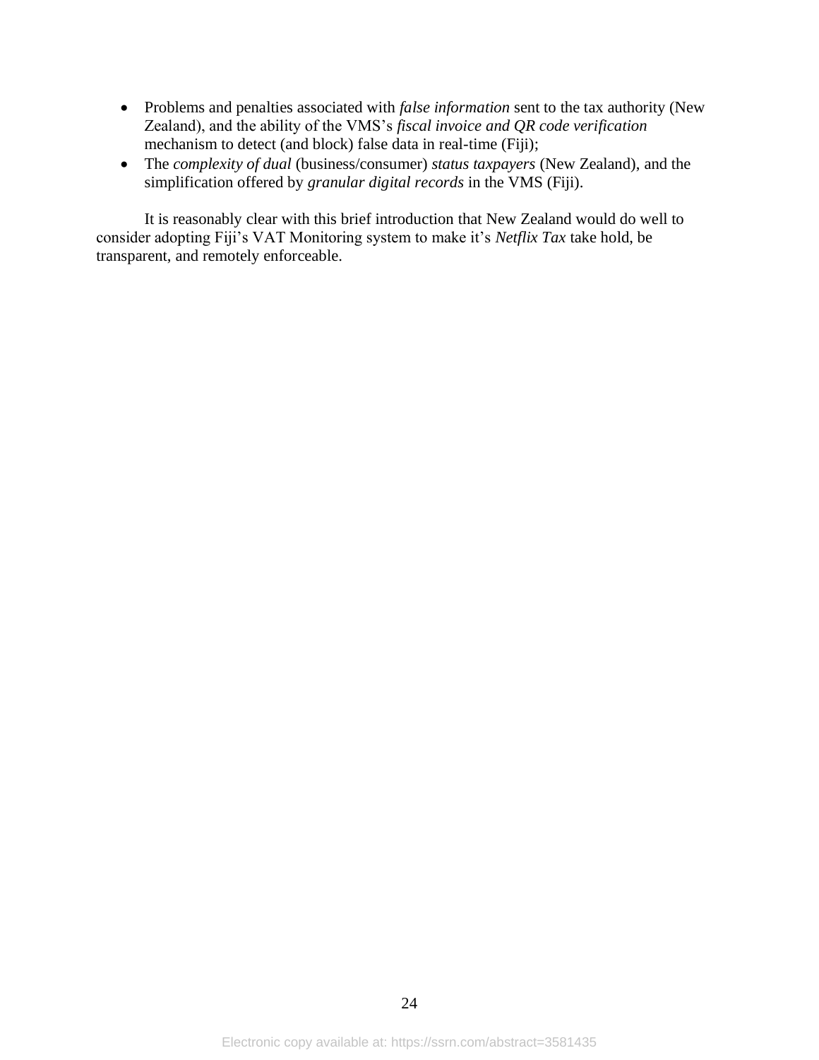- Problems and penalties associated with *false information* sent to the tax authority (New Zealand), and the ability of the VMS's *fiscal invoice and QR code verification* mechanism to detect (and block) false data in real-time (Fiji);
- The *complexity of dual* (business/consumer) *status taxpayers* (New Zealand), and the simplification offered by *granular digital records* in the VMS (Fiji).

It is reasonably clear with this brief introduction that New Zealand would do well to consider adopting Fiji's VAT Monitoring system to make it's *Netflix Tax* take hold, be transparent, and remotely enforceable.